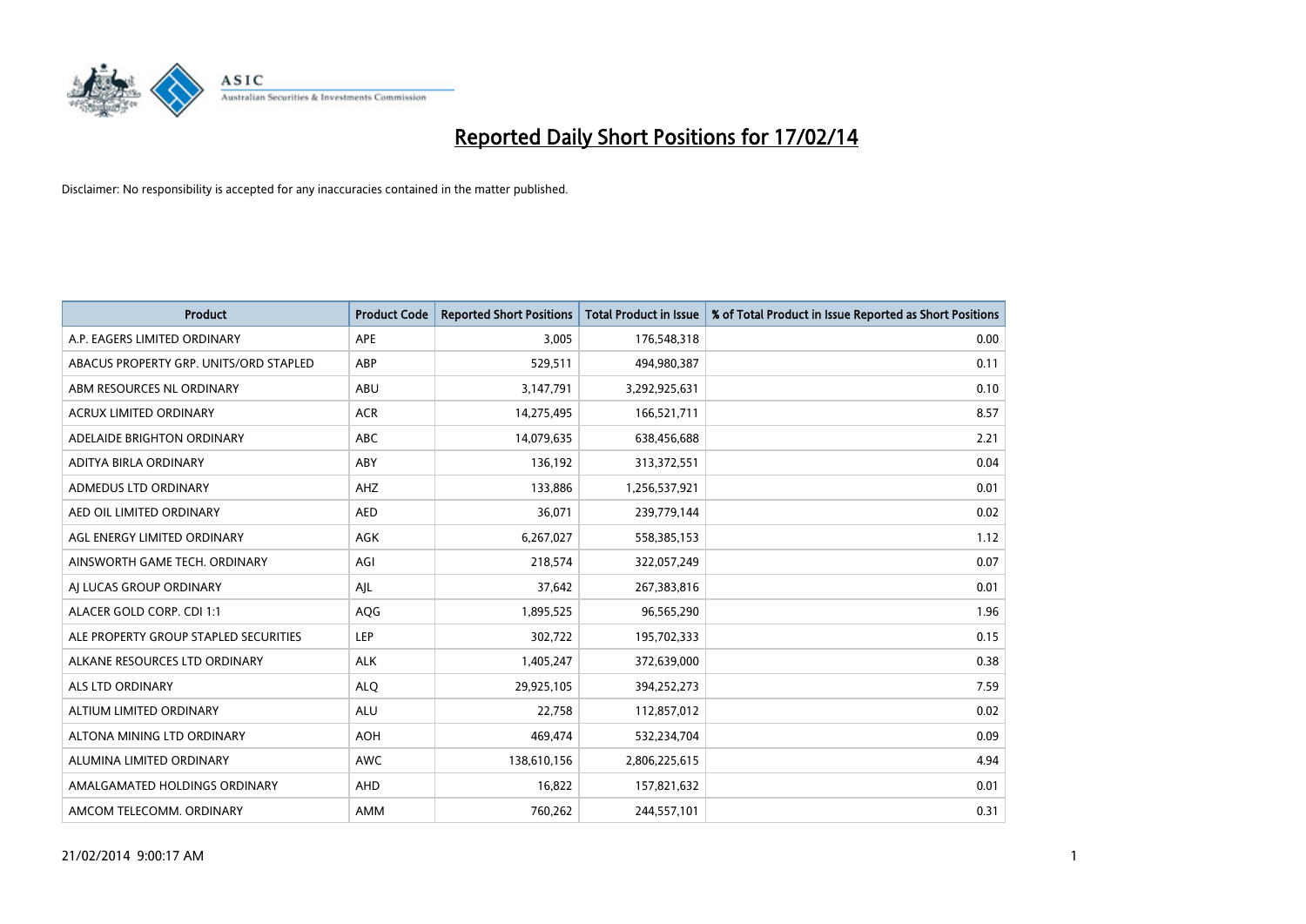# Reported Daily Short Positions for 17/02/14

Disclaimer: No responsibility is accepted for any inaccuracies contained in the matter published.

| Product | Product Code | Reported Short Positions | Total Product in Issue | % of Total Product in Issue Reported as Short Positions |
|---|---|---|---|---|
| A.P. EAGERS LIMITED ORDINARY | APE | 3,005 | 176,548,318 | 0.00 |
| ABACUS PROPERTY GRP. UNITS/ORD STAPLED | ABP | 529,511 | 494,980,387 | 0.11 |
| ABM RESOURCES NL ORDINARY | ABU | 3,147,791 | 3,292,925,631 | 0.10 |
| ACRUX LIMITED ORDINARY | ACR | 14,275,495 | 166,521,711 | 8.57 |
| ADELAIDE BRIGHTON ORDINARY | ABC | 14,079,635 | 638,456,688 | 2.21 |
| ADITYA BIRLA ORDINARY | ABY | 136,192 | 313,372,551 | 0.04 |
| ADMEDUS LTD ORDINARY | AHZ | 133,886 | 1,256,537,921 | 0.01 |
| AED OIL LIMITED ORDINARY | AED | 36,071 | 239,779,144 | 0.02 |
| AGL ENERGY LIMITED ORDINARY | AGK | 6,267,027 | 558,385,153 | 1.12 |
| AINSWORTH GAME TECH. ORDINARY | AGI | 218,574 | 322,057,249 | 0.07 |
| AJ LUCAS GROUP ORDINARY | AJL | 37,642 | 267,383,816 | 0.01 |
| ALACER GOLD CORP. CDI 1:1 | AQG | 1,895,525 | 96,565,290 | 1.96 |
| ALE PROPERTY GROUP STAPLED SECURITIES | LEP | 302,722 | 195,702,333 | 0.15 |
| ALKANE RESOURCES LTD ORDINARY | ALK | 1,405,247 | 372,639,000 | 0.38 |
| ALS LTD ORDINARY | ALQ | 29,925,105 | 394,252,273 | 7.59 |
| ALTIUM LIMITED ORDINARY | ALU | 22,758 | 112,857,012 | 0.02 |
| ALTONA MINING LTD ORDINARY | AOH | 469,474 | 532,234,704 | 0.09 |
| ALUMINA LIMITED ORDINARY | AWC | 138,610,156 | 2,806,225,615 | 4.94 |
| AMALGAMATED HOLDINGS ORDINARY | AHD | 16,822 | 157,821,632 | 0.01 |
| AMCOM TELECOMM. ORDINARY | AMM | 760,262 | 244,557,101 | 0.31 |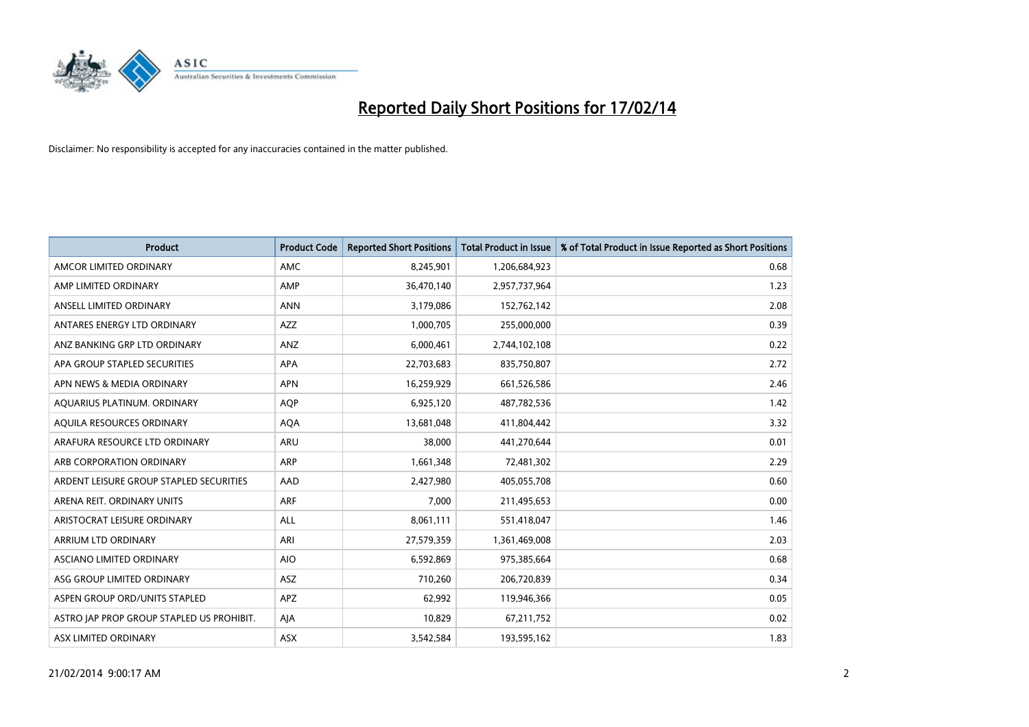# Reported Daily Short Positions for 17/02/14

Disclaimer: No responsibility is accepted for any inaccuracies contained in the matter published.

| Product | Product Code | Reported Short Positions | Total Product in Issue | % of Total Product in Issue Reported as Short Positions |
|---|---|---|---|---|
| AMCOR LIMITED ORDINARY | AMC | 8,245,901 | 1,206,684,923 | 0.68 |
| AMP LIMITED ORDINARY | AMP | 36,470,140 | 2,957,737,964 | 1.23 |
| ANSELL LIMITED ORDINARY | ANN | 3,179,086 | 152,762,142 | 2.08 |
| ANTARES ENERGY LTD ORDINARY | AZZ | 1,000,705 | 255,000,000 | 0.39 |
| ANZ BANKING GRP LTD ORDINARY | ANZ | 6,000,461 | 2,744,102,108 | 0.22 |
| APA GROUP STAPLED SECURITIES | APA | 22,703,683 | 835,750,807 | 2.72 |
| APN NEWS & MEDIA ORDINARY | APN | 16,259,929 | 661,526,586 | 2.46 |
| AQUARIUS PLATINUM. ORDINARY | AQP | 6,925,120 | 487,782,536 | 1.42 |
| AQUILA RESOURCES ORDINARY | AQA | 13,681,048 | 411,804,442 | 3.32 |
| ARAFURA RESOURCE LTD ORDINARY | ARU | 38,000 | 441,270,644 | 0.01 |
| ARB CORPORATION ORDINARY | ARP | 1,661,348 | 72,481,302 | 2.29 |
| ARDENT LEISURE GROUP STAPLED SECURITIES | AAD | 2,427,980 | 405,055,708 | 0.60 |
| ARENA REIT. ORDINARY UNITS | ARF | 7,000 | 211,495,653 | 0.00 |
| ARISTOCRAT LEISURE ORDINARY | ALL | 8,061,111 | 551,418,047 | 1.46 |
| ARRIUM LTD ORDINARY | ARI | 27,579,359 | 1,361,469,008 | 2.03 |
| ASCIANO LIMITED ORDINARY | AIO | 6,592,869 | 975,385,664 | 0.68 |
| ASG GROUP LIMITED ORDINARY | ASZ | 710,260 | 206,720,839 | 0.34 |
| ASPEN GROUP ORD/UNITS STAPLED | APZ | 62,992 | 119,946,366 | 0.05 |
| ASTRO JAP PROP GROUP STAPLED US PROHIBIT. | AJA | 10,829 | 67,211,752 | 0.02 |
| ASX LIMITED ORDINARY | ASX | 3,542,584 | 193,595,162 | 1.83 |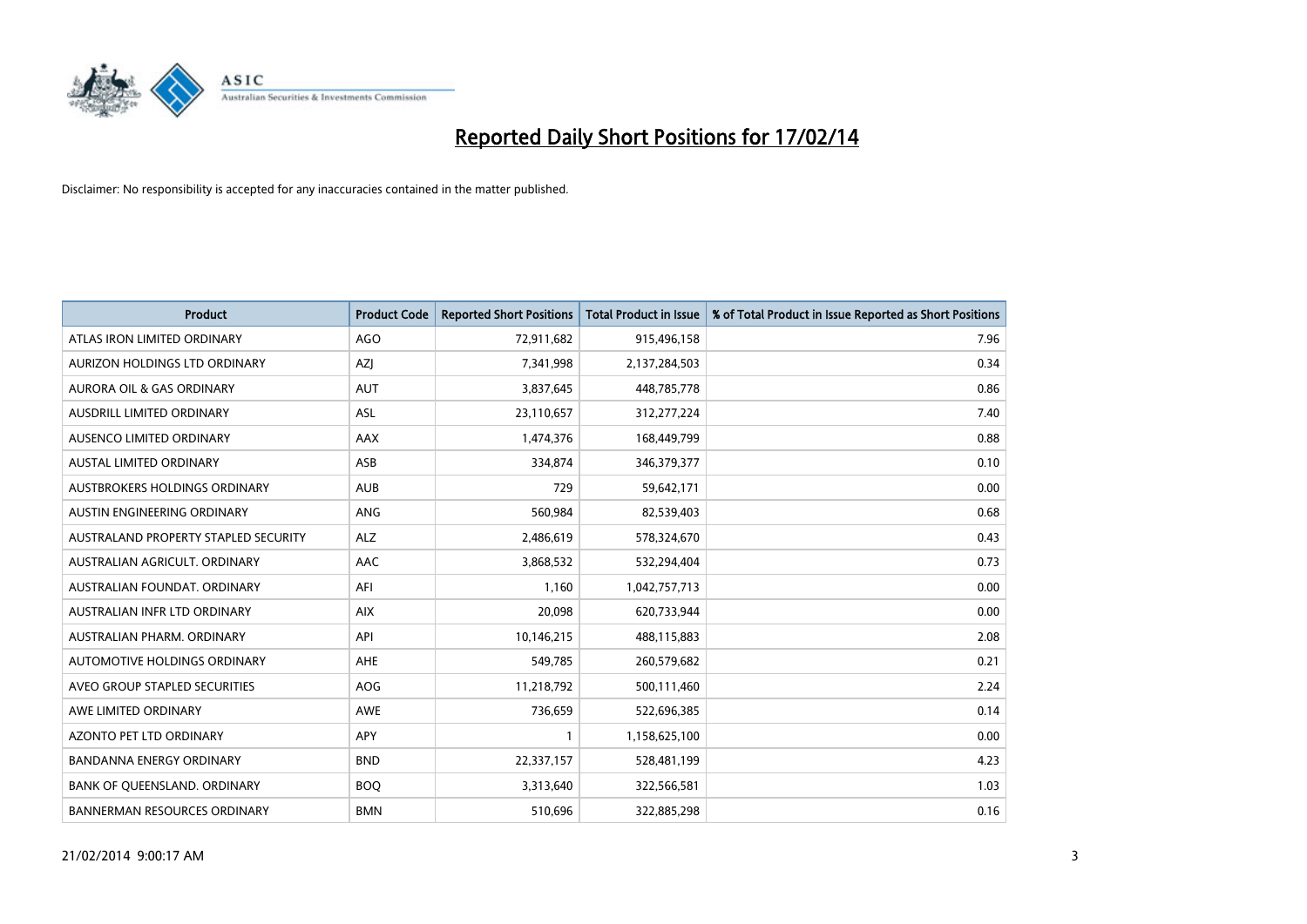# Reported Daily Short Positions for 17/02/14

Disclaimer: No responsibility is accepted for any inaccuracies contained in the matter published.

| Product | Product Code | Reported Short Positions | Total Product in Issue | % of Total Product in Issue Reported as Short Positions |
|---|---|---|---|---|
| ATLAS IRON LIMITED ORDINARY | AGO | 72,911,682 | 915,496,158 | 7.96 |
| AURIZON HOLDINGS LTD ORDINARY | AZJ | 7,341,998 | 2,137,284,503 | 0.34 |
| AURORA OIL & GAS ORDINARY | AUT | 3,837,645 | 448,785,778 | 0.86 |
| AUSDRILL LIMITED ORDINARY | ASL | 23,110,657 | 312,277,224 | 7.40 |
| AUSENCO LIMITED ORDINARY | AAX | 1,474,376 | 168,449,799 | 0.88 |
| AUSTAL LIMITED ORDINARY | ASB | 334,874 | 346,379,377 | 0.10 |
| AUSTBROKERS HOLDINGS ORDINARY | AUB | 729 | 59,642,171 | 0.00 |
| AUSTIN ENGINEERING ORDINARY | ANG | 560,984 | 82,539,403 | 0.68 |
| AUSTRALAND PROPERTY STAPLED SECURITY | ALZ | 2,486,619 | 578,324,670 | 0.43 |
| AUSTRALIAN AGRICULT. ORDINARY | AAC | 3,868,532 | 532,294,404 | 0.73 |
| AUSTRALIAN FOUNDAT. ORDINARY | AFI | 1,160 | 1,042,757,713 | 0.00 |
| AUSTRALIAN INFR LTD ORDINARY | AIX | 20,098 | 620,733,944 | 0.00 |
| AUSTRALIAN PHARM. ORDINARY | API | 10,146,215 | 488,115,883 | 2.08 |
| AUTOMOTIVE HOLDINGS ORDINARY | AHE | 549,785 | 260,579,682 | 0.21 |
| AVEO GROUP STAPLED SECURITIES | AOG | 11,218,792 | 500,111,460 | 2.24 |
| AWE LIMITED ORDINARY | AWE | 736,659 | 522,696,385 | 0.14 |
| AZONTO PET LTD ORDINARY | APY | 1 | 1,158,625,100 | 0.00 |
| BANDANNA ENERGY ORDINARY | BND | 22,337,157 | 528,481,199 | 4.23 |
| BANK OF QUEENSLAND. ORDINARY | BOQ | 3,313,640 | 322,566,581 | 1.03 |
| BANNERMAN RESOURCES ORDINARY | BMN | 510,696 | 322,885,298 | 0.16 |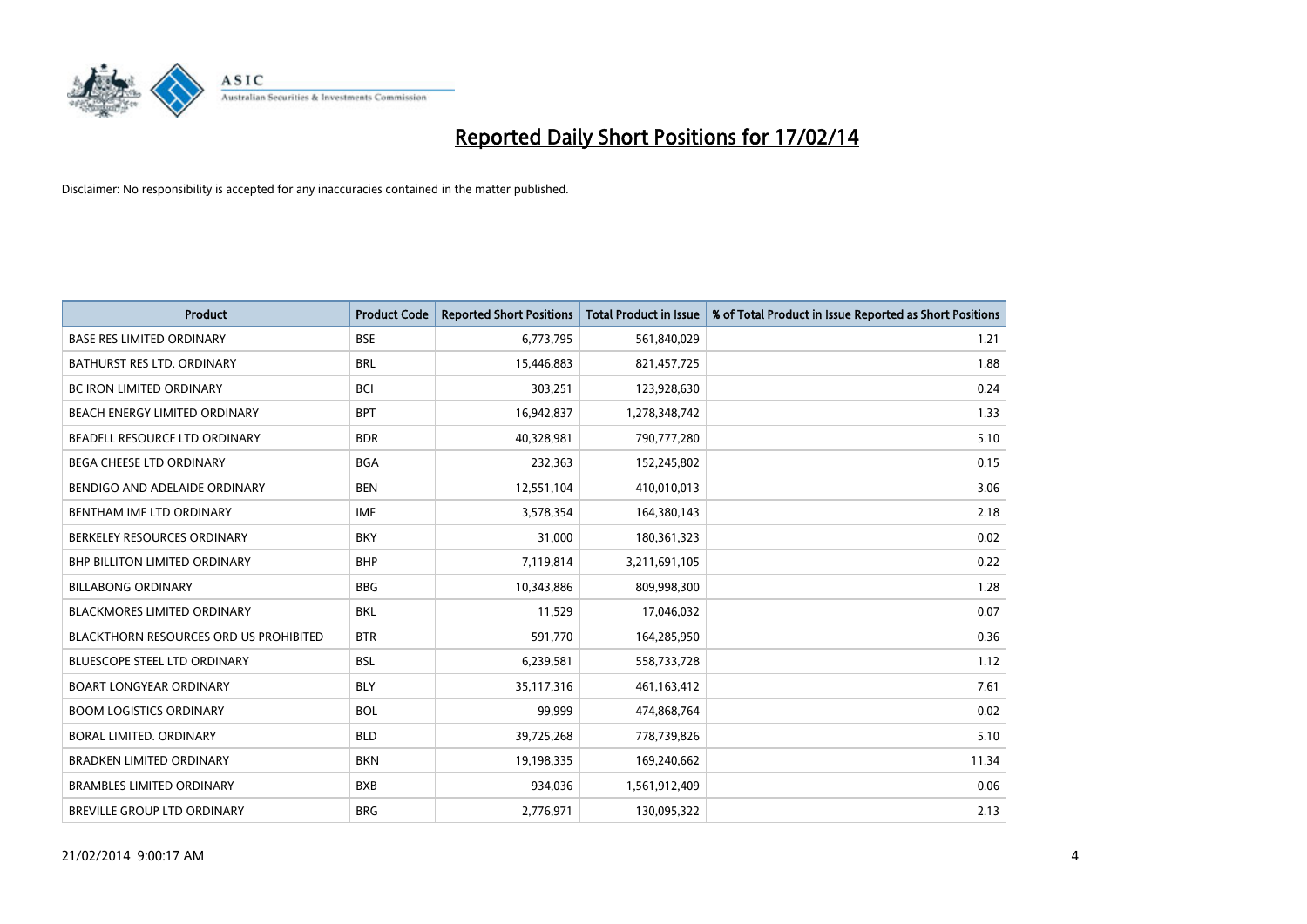# Reported Daily Short Positions for 17/02/14

Disclaimer: No responsibility is accepted for any inaccuracies contained in the matter published.

| Product | Product Code | Reported Short Positions | Total Product in Issue | % of Total Product in Issue Reported as Short Positions |
|---|---|---|---|---|
| BASE RES LIMITED ORDINARY | BSE | 6,773,795 | 561,840,029 | 1.21 |
| BATHURST RES LTD. ORDINARY | BRL | 15,446,883 | 821,457,725 | 1.88 |
| BC IRON LIMITED ORDINARY | BCI | 303,251 | 123,928,630 | 0.24 |
| BEACH ENERGY LIMITED ORDINARY | BPT | 16,942,837 | 1,278,348,742 | 1.33 |
| BEADELL RESOURCE LTD ORDINARY | BDR | 40,328,981 | 790,777,280 | 5.10 |
| BEGA CHEESE LTD ORDINARY | BGA | 232,363 | 152,245,802 | 0.15 |
| BENDIGO AND ADELAIDE ORDINARY | BEN | 12,551,104 | 410,010,013 | 3.06 |
| BENTHAM IMF LTD ORDINARY | IMF | 3,578,354 | 164,380,143 | 2.18 |
| BERKELEY RESOURCES ORDINARY | BKY | 31,000 | 180,361,323 | 0.02 |
| BHP BILLITON LIMITED ORDINARY | BHP | 7,119,814 | 3,211,691,105 | 0.22 |
| BILLABONG ORDINARY | BBG | 10,343,886 | 809,998,300 | 1.28 |
| BLACKMORES LIMITED ORDINARY | BKL | 11,529 | 17,046,032 | 0.07 |
| BLACKTHORN RESOURCES ORD US PROHIBITED | BTR | 591,770 | 164,285,950 | 0.36 |
| BLUESCOPE STEEL LTD ORDINARY | BSL | 6,239,581 | 558,733,728 | 1.12 |
| BOART LONGYEAR ORDINARY | BLY | 35,117,316 | 461,163,412 | 7.61 |
| BOOM LOGISTICS ORDINARY | BOL | 99,999 | 474,868,764 | 0.02 |
| BORAL LIMITED. ORDINARY | BLD | 39,725,268 | 778,739,826 | 5.10 |
| BRADKEN LIMITED ORDINARY | BKN | 19,198,335 | 169,240,662 | 11.34 |
| BRAMBLES LIMITED ORDINARY | BXB | 934,036 | 1,561,912,409 | 0.06 |
| BREVILLE GROUP LTD ORDINARY | BRG | 2,776,971 | 130,095,322 | 2.13 |

21/02/2014 9:00:17 AM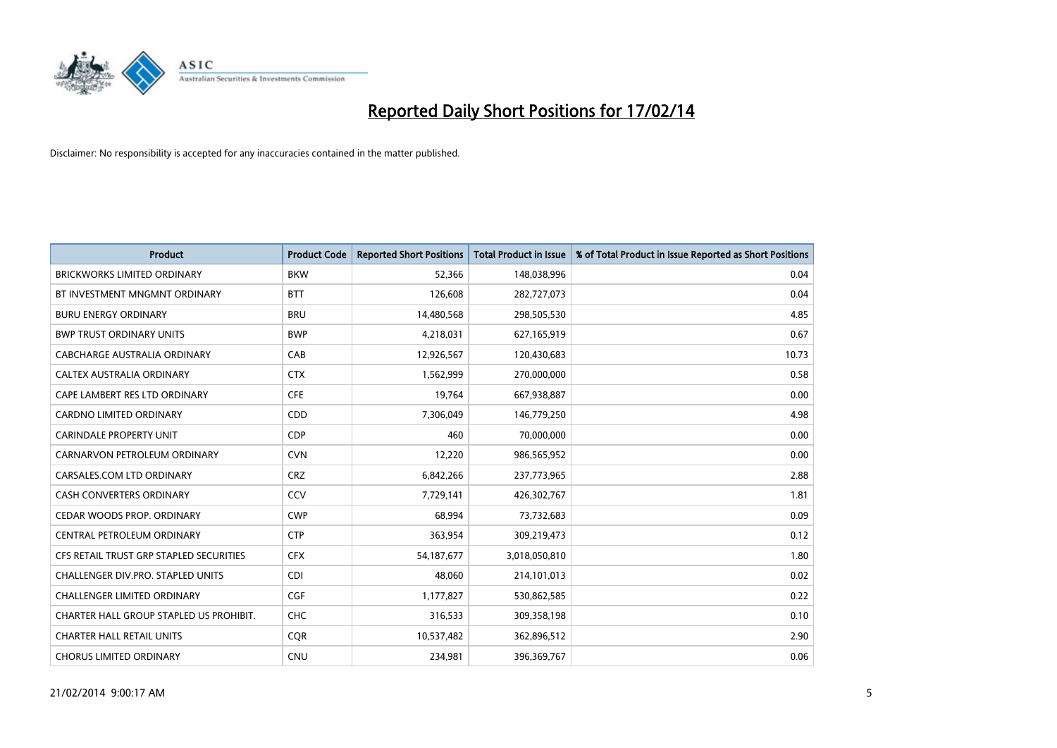# Reported Daily Short Positions for 17/02/14

Disclaimer: No responsibility is accepted for any inaccuracies contained in the matter published.

| Product | Product Code | Reported Short Positions | Total Product in Issue | % of Total Product in Issue Reported as Short Positions |
|---|---|---|---|---|
| BRICKWORKS LIMITED ORDINARY | BKW | 52,366 | 148,038,996 | 0.04 |
| BT INVESTMENT MNGMNT ORDINARY | BTT | 126,608 | 282,727,073 | 0.04 |
| BURU ENERGY ORDINARY | BRU | 14,480,568 | 298,505,530 | 4.85 |
| BWP TRUST ORDINARY UNITS | BWP | 4,218,031 | 627,165,919 | 0.67 |
| CABCHARGE AUSTRALIA ORDINARY | CAB | 12,926,567 | 120,430,683 | 10.73 |
| CALTEX AUSTRALIA ORDINARY | CTX | 1,562,999 | 270,000,000 | 0.58 |
| CAPE LAMBERT RES LTD ORDINARY | CFE | 19,764 | 667,938,887 | 0.00 |
| CARDNO LIMITED ORDINARY | CDD | 7,306,049 | 146,779,250 | 4.98 |
| CARINDALE PROPERTY UNIT | CDP | 460 | 70,000,000 | 0.00 |
| CARNARVON PETROLEUM ORDINARY | CVN | 12,220 | 986,565,952 | 0.00 |
| CARSALES.COM LTD ORDINARY | CRZ | 6,842,266 | 237,773,965 | 2.88 |
| CASH CONVERTERS ORDINARY | CCV | 7,729,141 | 426,302,767 | 1.81 |
| CEDAR WOODS PROP. ORDINARY | CWP | 68,994 | 73,732,683 | 0.09 |
| CENTRAL PETROLEUM ORDINARY | CTP | 363,954 | 309,219,473 | 0.12 |
| CFS RETAIL TRUST GRP STAPLED SECURITIES | CFX | 54,187,677 | 3,018,050,810 | 1.80 |
| CHALLENGER DIV.PRO. STAPLED UNITS | CDI | 48,060 | 214,101,013 | 0.02 |
| CHALLENGER LIMITED ORDINARY | CGF | 1,177,827 | 530,862,585 | 0.22 |
| CHARTER HALL GROUP STAPLED US PROHIBIT. | CHC | 316,533 | 309,358,198 | 0.10 |
| CHARTER HALL RETAIL UNITS | CQR | 10,537,482 | 362,896,512 | 2.90 |
| CHORUS LIMITED ORDINARY | CNU | 234,981 | 396,369,767 | 0.06 |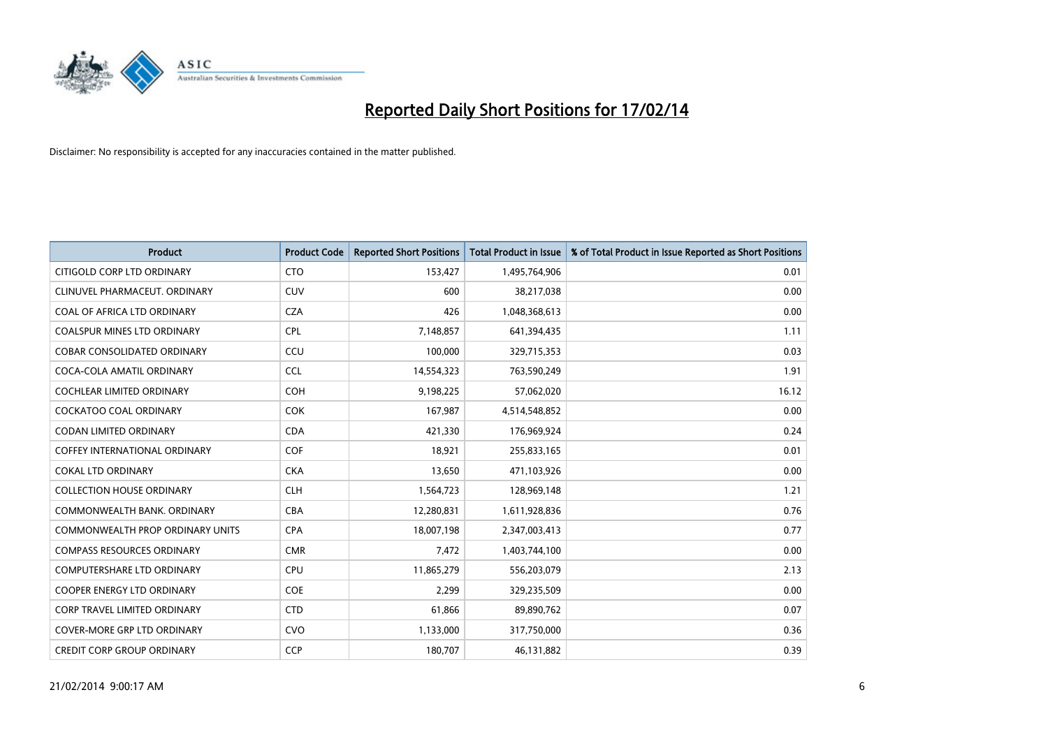# Reported Daily Short Positions for 17/02/14

Disclaimer: No responsibility is accepted for any inaccuracies contained in the matter published.

| Product | Product Code | Reported Short Positions | Total Product in Issue | % of Total Product in Issue Reported as Short Positions |
|---|---|---|---|---|
| CITIGOLD CORP LTD ORDINARY | CTO | 153,427 | 1,495,764,906 | 0.01 |
| CLINUVEL PHARMACEUT. ORDINARY | CUV | 600 | 38,217,038 | 0.00 |
| COAL OF AFRICA LTD ORDINARY | CZA | 426 | 1,048,368,613 | 0.00 |
| COALSPUR MINES LTD ORDINARY | CPL | 7,148,857 | 641,394,435 | 1.11 |
| COBAR CONSOLIDATED ORDINARY | CCU | 100,000 | 329,715,353 | 0.03 |
| COCA-COLA AMATIL ORDINARY | CCL | 14,554,323 | 763,590,249 | 1.91 |
| COCHLEAR LIMITED ORDINARY | COH | 9,198,225 | 57,062,020 | 16.12 |
| COCKATOO COAL ORDINARY | COK | 167,987 | 4,514,548,852 | 0.00 |
| CODAN LIMITED ORDINARY | CDA | 421,330 | 176,969,924 | 0.24 |
| COFFEY INTERNATIONAL ORDINARY | COF | 18,921 | 255,833,165 | 0.01 |
| COKAL LTD ORDINARY | CKA | 13,650 | 471,103,926 | 0.00 |
| COLLECTION HOUSE ORDINARY | CLH | 1,564,723 | 128,969,148 | 1.21 |
| COMMONWEALTH BANK. ORDINARY | CBA | 12,280,831 | 1,611,928,836 | 0.76 |
| COMMONWEALTH PROP ORDINARY UNITS | CPA | 18,007,198 | 2,347,003,413 | 0.77 |
| COMPASS RESOURCES ORDINARY | CMR | 7,472 | 1,403,744,100 | 0.00 |
| COMPUTERSHARE LTD ORDINARY | CPU | 11,865,279 | 556,203,079 | 2.13 |
| COOPER ENERGY LTD ORDINARY | COE | 2,299 | 329,235,509 | 0.00 |
| CORP TRAVEL LIMITED ORDINARY | CTD | 61,866 | 89,890,762 | 0.07 |
| COVER-MORE GRP LTD ORDINARY | CVO | 1,133,000 | 317,750,000 | 0.36 |
| CREDIT CORP GROUP ORDINARY | CCP | 180,707 | 46,131,882 | 0.39 |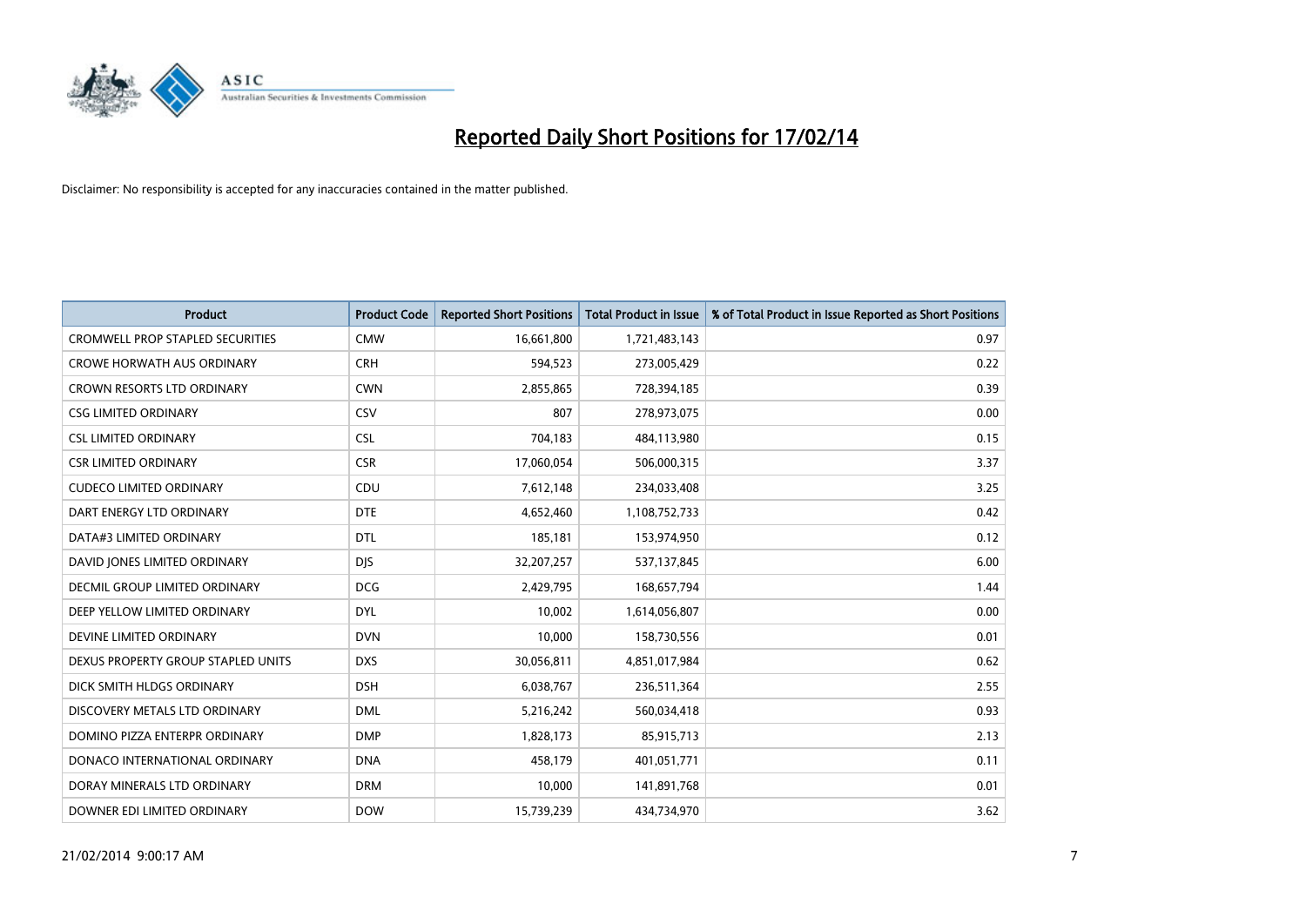# Reported Daily Short Positions for 17/02/14

Disclaimer: No responsibility is accepted for any inaccuracies contained in the matter published.

| Product | Product Code | Reported Short Positions | Total Product in Issue | % of Total Product in Issue Reported as Short Positions |
|---|---|---|---|---|
| CROMWELL PROP STAPLED SECURITIES | CMW | 16,661,800 | 1,721,483,143 | 0.97 |
| CROWE HORWATH AUS ORDINARY | CRH | 594,523 | 273,005,429 | 0.22 |
| CROWN RESORTS LTD ORDINARY | CWN | 2,855,865 | 728,394,185 | 0.39 |
| CSG LIMITED ORDINARY | CSV | 807 | 278,973,075 | 0.00 |
| CSL LIMITED ORDINARY | CSL | 704,183 | 484,113,980 | 0.15 |
| CSR LIMITED ORDINARY | CSR | 17,060,054 | 506,000,315 | 3.37 |
| CUDECO LIMITED ORDINARY | CDU | 7,612,148 | 234,033,408 | 3.25 |
| DART ENERGY LTD ORDINARY | DTE | 4,652,460 | 1,108,752,733 | 0.42 |
| DATA#3 LIMITED ORDINARY | DTL | 185,181 | 153,974,950 | 0.12 |
| DAVID JONES LIMITED ORDINARY | DJS | 32,207,257 | 537,137,845 | 6.00 |
| DECMIL GROUP LIMITED ORDINARY | DCG | 2,429,795 | 168,657,794 | 1.44 |
| DEEP YELLOW LIMITED ORDINARY | DYL | 10,002 | 1,614,056,807 | 0.00 |
| DEVINE LIMITED ORDINARY | DVN | 10,000 | 158,730,556 | 0.01 |
| DEXUS PROPERTY GROUP STAPLED UNITS | DXS | 30,056,811 | 4,851,017,984 | 0.62 |
| DICK SMITH HLDGS ORDINARY | DSH | 6,038,767 | 236,511,364 | 2.55 |
| DISCOVERY METALS LTD ORDINARY | DML | 5,216,242 | 560,034,418 | 0.93 |
| DOMINO PIZZA ENTERPR ORDINARY | DMP | 1,828,173 | 85,915,713 | 2.13 |
| DONACO INTERNATIONAL ORDINARY | DNA | 458,179 | 401,051,771 | 0.11 |
| DORAY MINERALS LTD ORDINARY | DRM | 10,000 | 141,891,768 | 0.01 |
| DOWNER EDI LIMITED ORDINARY | DOW | 15,739,239 | 434,734,970 | 3.62 |

21/02/2014 9:00:17 AM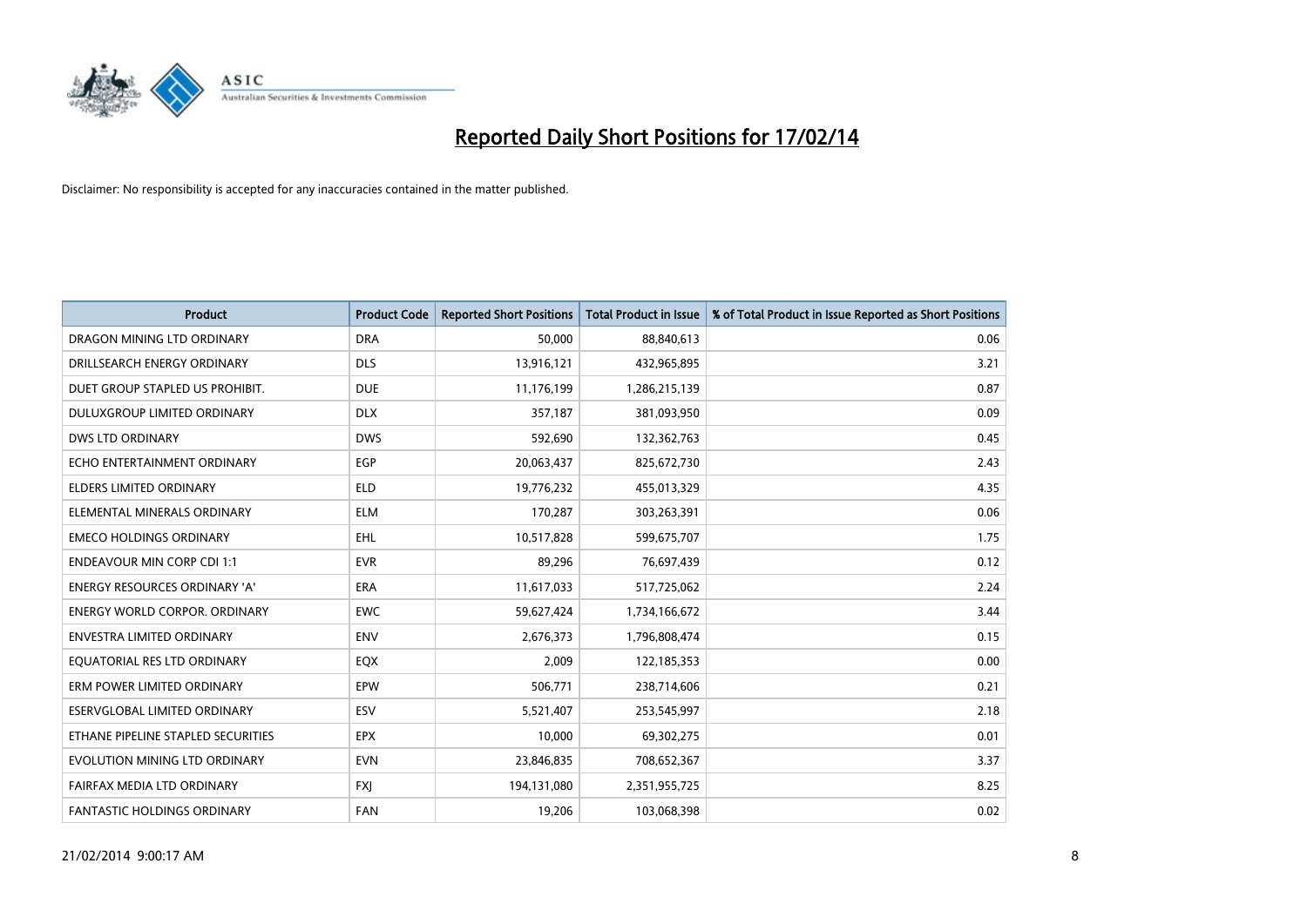# Reported Daily Short Positions for 17/02/14

Disclaimer: No responsibility is accepted for any inaccuracies contained in the matter published.

| Product | Product Code | Reported Short Positions | Total Product in Issue | % of Total Product in Issue Reported as Short Positions |
|---|---|---|---|---|
| DRAGON MINING LTD ORDINARY | DRA | 50,000 | 88,840,613 | 0.06 |
| DRILLSEARCH ENERGY ORDINARY | DLS | 13,916,121 | 432,965,895 | 3.21 |
| DUET GROUP STAPLED US PROHIBIT. | DUE | 11,176,199 | 1,286,215,139 | 0.87 |
| DULUXGROUP LIMITED ORDINARY | DLX | 357,187 | 381,093,950 | 0.09 |
| DWS LTD ORDINARY | DWS | 592,690 | 132,362,763 | 0.45 |
| ECHO ENTERTAINMENT ORDINARY | EGP | 20,063,437 | 825,672,730 | 2.43 |
| ELDERS LIMITED ORDINARY | ELD | 19,776,232 | 455,013,329 | 4.35 |
| ELEMENTAL MINERALS ORDINARY | ELM | 170,287 | 303,263,391 | 0.06 |
| EMECO HOLDINGS ORDINARY | EHL | 10,517,828 | 599,675,707 | 1.75 |
| ENDEAVOUR MIN CORP CDI 1:1 | EVR | 89,296 | 76,697,439 | 0.12 |
| ENERGY RESOURCES ORDINARY 'A' | ERA | 11,617,033 | 517,725,062 | 2.24 |
| ENERGY WORLD CORPOR. ORDINARY | EWC | 59,627,424 | 1,734,166,672 | 3.44 |
| ENVESTRA LIMITED ORDINARY | ENV | 2,676,373 | 1,796,808,474 | 0.15 |
| EQUATORIAL RES LTD ORDINARY | EQX | 2,009 | 122,185,353 | 0.00 |
| ERM POWER LIMITED ORDINARY | EPW | 506,771 | 238,714,606 | 0.21 |
| ESERVGLOBAL LIMITED ORDINARY | ESV | 5,521,407 | 253,545,997 | 2.18 |
| ETHANE PIPELINE STAPLED SECURITIES | EPX | 10,000 | 69,302,275 | 0.01 |
| EVOLUTION MINING LTD ORDINARY | EVN | 23,846,835 | 708,652,367 | 3.37 |
| FAIRFAX MEDIA LTD ORDINARY | FXJ | 194,131,080 | 2,351,955,725 | 8.25 |
| FANTASTIC HOLDINGS ORDINARY | FAN | 19,206 | 103,068,398 | 0.02 |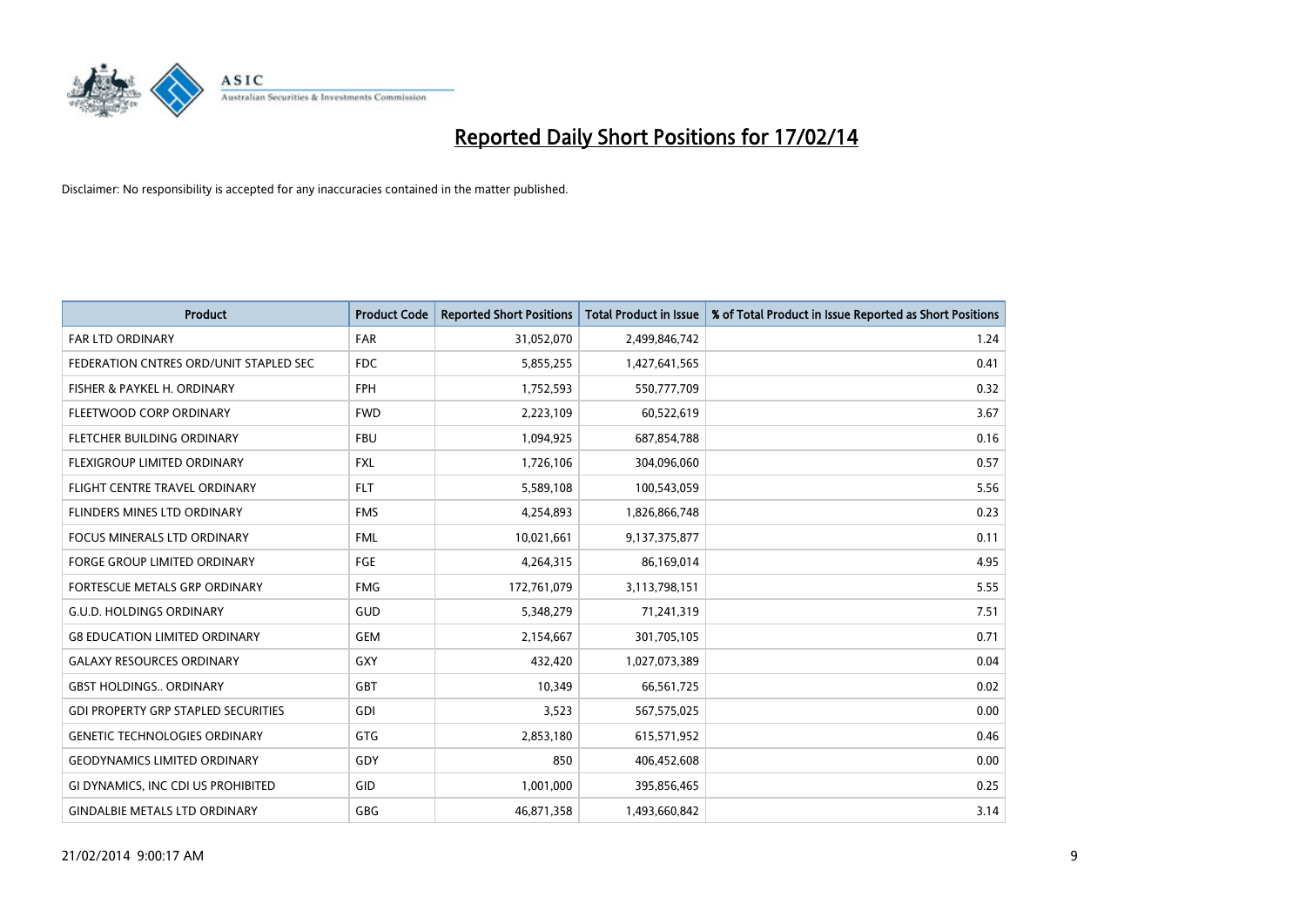# Reported Daily Short Positions for 17/02/14

Disclaimer: No responsibility is accepted for any inaccuracies contained in the matter published.

| Product | Product Code | Reported Short Positions | Total Product in Issue | % of Total Product in Issue Reported as Short Positions |
|---|---|---|---|---|
| FAR LTD ORDINARY | FAR | 31,052,070 | 2,499,846,742 | 1.24 |
| FEDERATION CNTRES ORD/UNIT STAPLED SEC | FDC | 5,855,255 | 1,427,641,565 | 0.41 |
| FISHER & PAYKEL H. ORDINARY | FPH | 1,752,593 | 550,777,709 | 0.32 |
| FLEETWOOD CORP ORDINARY | FWD | 2,223,109 | 60,522,619 | 3.67 |
| FLETCHER BUILDING ORDINARY | FBU | 1,094,925 | 687,854,788 | 0.16 |
| FLEXIGROUP LIMITED ORDINARY | FXL | 1,726,106 | 304,096,060 | 0.57 |
| FLIGHT CENTRE TRAVEL ORDINARY | FLT | 5,589,108 | 100,543,059 | 5.56 |
| FLINDERS MINES LTD ORDINARY | FMS | 4,254,893 | 1,826,866,748 | 0.23 |
| FOCUS MINERALS LTD ORDINARY | FML | 10,021,661 | 9,137,375,877 | 0.11 |
| FORGE GROUP LIMITED ORDINARY | FGE | 4,264,315 | 86,169,014 | 4.95 |
| FORTESCUE METALS GRP ORDINARY | FMG | 172,761,079 | 3,113,798,151 | 5.55 |
| G.U.D. HOLDINGS ORDINARY | GUD | 5,348,279 | 71,241,319 | 7.51 |
| G8 EDUCATION LIMITED ORDINARY | GEM | 2,154,667 | 301,705,105 | 0.71 |
| GALAXY RESOURCES ORDINARY | GXY | 432,420 | 1,027,073,389 | 0.04 |
| GBST HOLDINGS.. ORDINARY | GBT | 10,349 | 66,561,725 | 0.02 |
| GDI PROPERTY GRP STAPLED SECURITIES | GDI | 3,523 | 567,575,025 | 0.00 |
| GENETIC TECHNOLOGIES ORDINARY | GTG | 2,853,180 | 615,571,952 | 0.46 |
| GEODYNAMICS LIMITED ORDINARY | GDY | 850 | 406,452,608 | 0.00 |
| GI DYNAMICS, INC CDI US PROHIBITED | GID | 1,001,000 | 395,856,465 | 0.25 |
| GINDALBIE METALS LTD ORDINARY | GBG | 46,871,358 | 1,493,660,842 | 3.14 |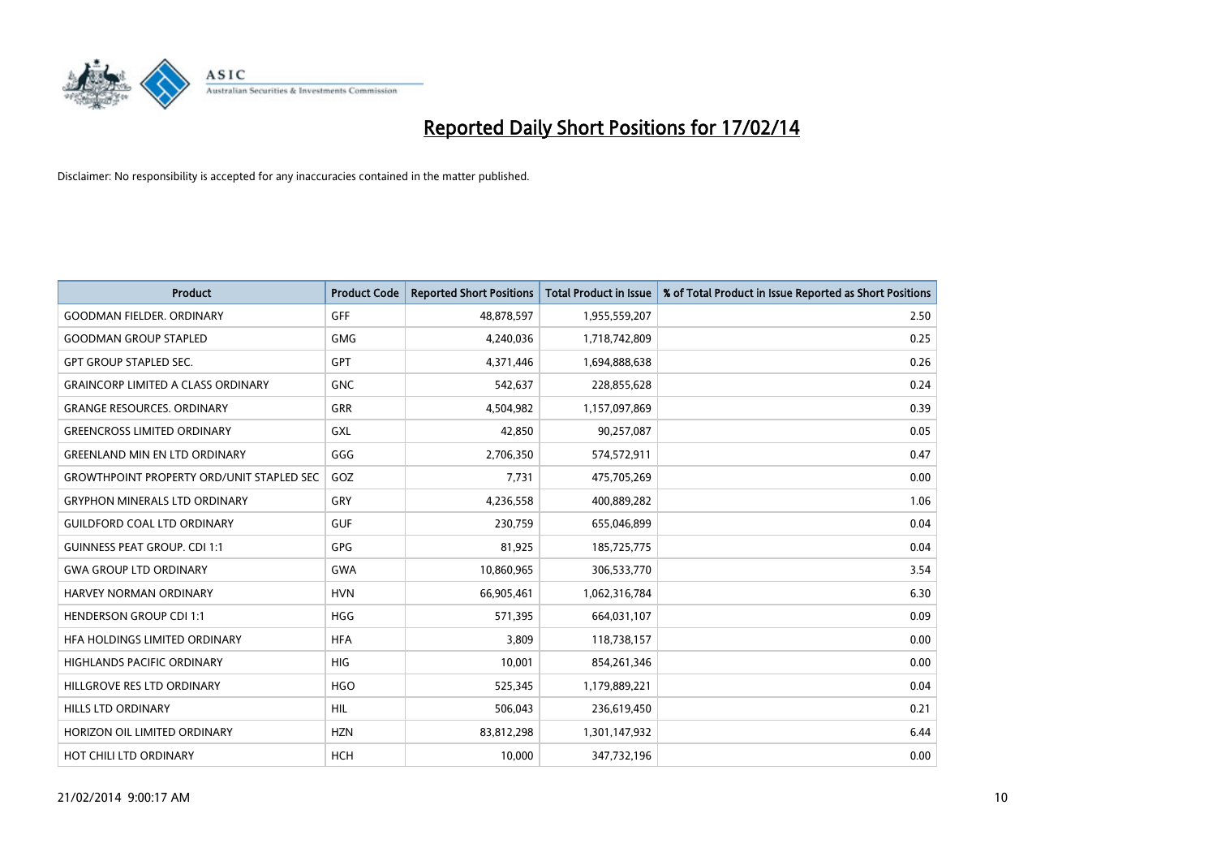# Reported Daily Short Positions for 17/02/14

Disclaimer: No responsibility is accepted for any inaccuracies contained in the matter published.

| Product | Product Code | Reported Short Positions | Total Product in Issue | % of Total Product in Issue Reported as Short Positions |
|---|---|---|---|---|
| GOODMAN FIELDER. ORDINARY | GFF | 48,878,597 | 1,955,559,207 | 2.50 |
| GOODMAN GROUP STAPLED | GMG | 4,240,036 | 1,718,742,809 | 0.25 |
| GPT GROUP STAPLED SEC. | GPT | 4,371,446 | 1,694,888,638 | 0.26 |
| GRAINCORP LIMITED A CLASS ORDINARY | GNC | 542,637 | 228,855,628 | 0.24 |
| GRANGE RESOURCES. ORDINARY | GRR | 4,504,982 | 1,157,097,869 | 0.39 |
| GREENCROSS LIMITED ORDINARY | GXL | 42,850 | 90,257,087 | 0.05 |
| GREENLAND MIN EN LTD ORDINARY | GGG | 2,706,350 | 574,572,911 | 0.47 |
| GROWTHPOINT PROPERTY ORD/UNIT STAPLED SEC | GOZ | 7,731 | 475,705,269 | 0.00 |
| GRYPHON MINERALS LTD ORDINARY | GRY | 4,236,558 | 400,889,282 | 1.06 |
| GUILDFORD COAL LTD ORDINARY | GUF | 230,759 | 655,046,899 | 0.04 |
| GUINNESS PEAT GROUP. CDI 1:1 | GPG | 81,925 | 185,725,775 | 0.04 |
| GWA GROUP LTD ORDINARY | GWA | 10,860,965 | 306,533,770 | 3.54 |
| HARVEY NORMAN ORDINARY | HVN | 66,905,461 | 1,062,316,784 | 6.30 |
| HENDERSON GROUP CDI 1:1 | HGG | 571,395 | 664,031,107 | 0.09 |
| HFA HOLDINGS LIMITED ORDINARY | HFA | 3,809 | 118,738,157 | 0.00 |
| HIGHLANDS PACIFIC ORDINARY | HIG | 10,001 | 854,261,346 | 0.00 |
| HILLGROVE RES LTD ORDINARY | HGO | 525,345 | 1,179,889,221 | 0.04 |
| HILLS LTD ORDINARY | HIL | 506,043 | 236,619,450 | 0.21 |
| HORIZON OIL LIMITED ORDINARY | HZN | 83,812,298 | 1,301,147,932 | 6.44 |
| HOT CHILI LTD ORDINARY | HCH | 10,000 | 347,732,196 | 0.00 |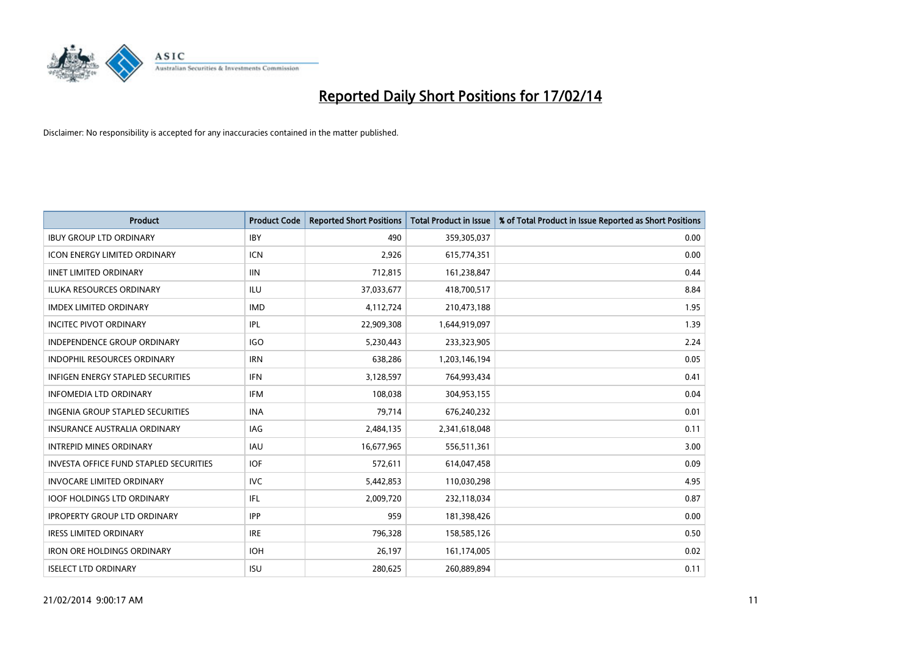# Reported Daily Short Positions for 17/02/14

Disclaimer: No responsibility is accepted for any inaccuracies contained in the matter published.

| Product | Product Code | Reported Short Positions | Total Product in Issue | % of Total Product in Issue Reported as Short Positions |
|---|---|---|---|---|
| IBUY GROUP LTD ORDINARY | IBY | 490 | 359,305,037 | 0.00 |
| ICON ENERGY LIMITED ORDINARY | ICN | 2,926 | 615,774,351 | 0.00 |
| IINET LIMITED ORDINARY | IIN | 712,815 | 161,238,847 | 0.44 |
| ILUKA RESOURCES ORDINARY | ILU | 37,033,677 | 418,700,517 | 8.84 |
| IMDEX LIMITED ORDINARY | IMD | 4,112,724 | 210,473,188 | 1.95 |
| INCITEC PIVOT ORDINARY | IPL | 22,909,308 | 1,644,919,097 | 1.39 |
| INDEPENDENCE GROUP ORDINARY | IGO | 5,230,443 | 233,323,905 | 2.24 |
| INDOPHIL RESOURCES ORDINARY | IRN | 638,286 | 1,203,146,194 | 0.05 |
| INFIGEN ENERGY STAPLED SECURITIES | IFN | 3,128,597 | 764,993,434 | 0.41 |
| INFOMEDIA LTD ORDINARY | IFM | 108,038 | 304,953,155 | 0.04 |
| INGENIA GROUP STAPLED SECURITIES | INA | 79,714 | 676,240,232 | 0.01 |
| INSURANCE AUSTRALIA ORDINARY | IAG | 2,484,135 | 2,341,618,048 | 0.11 |
| INTREPID MINES ORDINARY | IAU | 16,677,965 | 556,511,361 | 3.00 |
| INVESTA OFFICE FUND STAPLED SECURITIES | IOF | 572,611 | 614,047,458 | 0.09 |
| INVOCARE LIMITED ORDINARY | IVC | 5,442,853 | 110,030,298 | 4.95 |
| IOOF HOLDINGS LTD ORDINARY | IFL | 2,009,720 | 232,118,034 | 0.87 |
| IPROPERTY GROUP LTD ORDINARY | IPP | 959 | 181,398,426 | 0.00 |
| IRESS LIMITED ORDINARY | IRE | 796,328 | 158,585,126 | 0.50 |
| IRON ORE HOLDINGS ORDINARY | IOH | 26,197 | 161,174,005 | 0.02 |
| ISELECT LTD ORDINARY | ISU | 280,625 | 260,889,894 | 0.11 |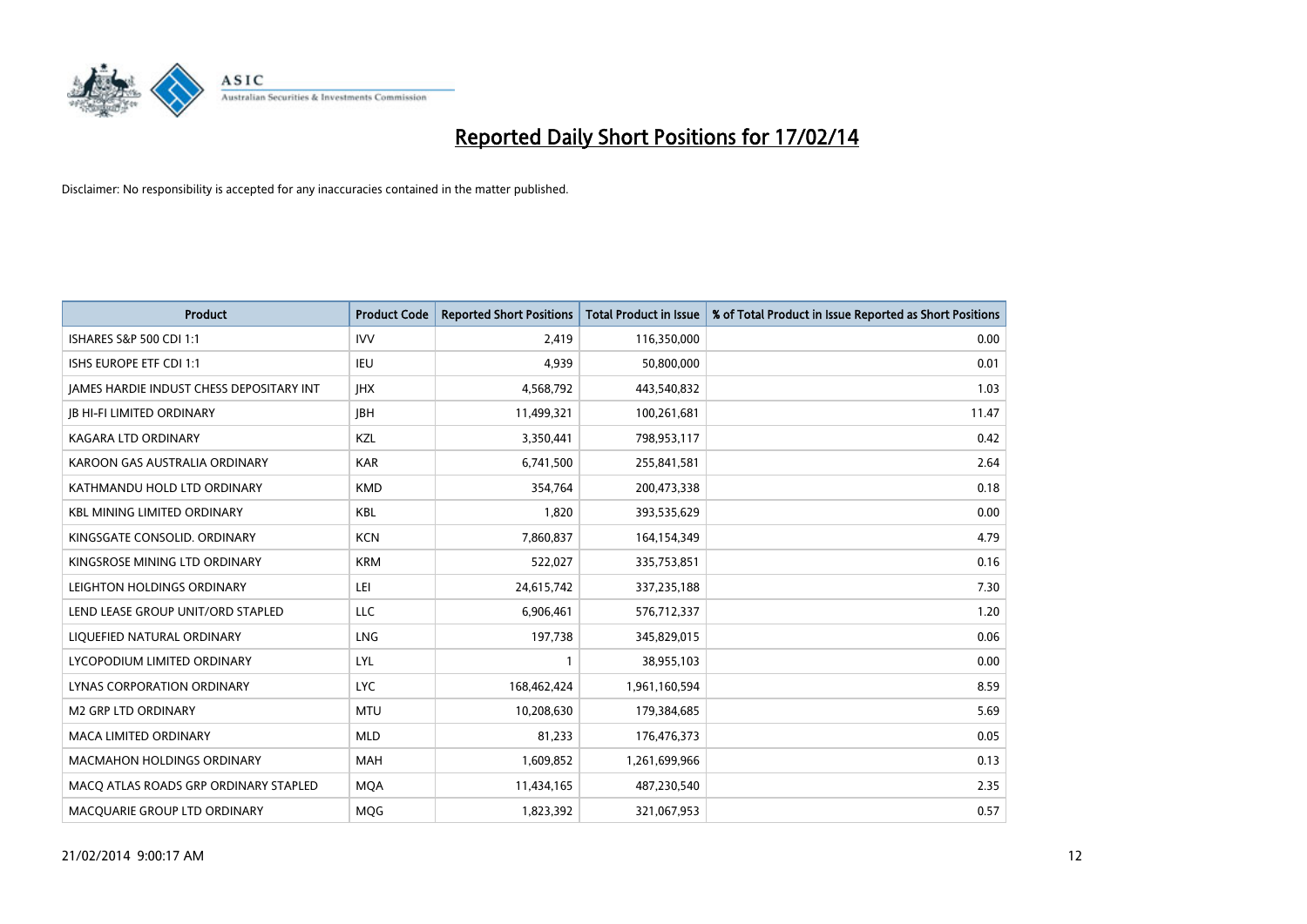# Reported Daily Short Positions for 17/02/14

Disclaimer: No responsibility is accepted for any inaccuracies contained in the matter published.

| Product | Product Code | Reported Short Positions | Total Product in Issue | % of Total Product in Issue Reported as Short Positions |
| --- | --- | --- | --- | --- |
| ISHARES S&P 500 CDI 1:1 | IVV | 2,419 | 116,350,000 | 0.00 |
| ISHS EUROPE ETF CDI 1:1 | IEU | 4,939 | 50,800,000 | 0.01 |
| JAMES HARDIE INDUST CHESS DEPOSITARY INT | JHX | 4,568,792 | 443,540,832 | 1.03 |
| JB HI-FI LIMITED ORDINARY | JBH | 11,499,321 | 100,261,681 | 11.47 |
| KAGARA LTD ORDINARY | KZL | 3,350,441 | 798,953,117 | 0.42 |
| KAROON GAS AUSTRALIA ORDINARY | KAR | 6,741,500 | 255,841,581 | 2.64 |
| KATHMANDU HOLD LTD ORDINARY | KMD | 354,764 | 200,473,338 | 0.18 |
| KBL MINING LIMITED ORDINARY | KBL | 1,820 | 393,535,629 | 0.00 |
| KINGSGATE CONSOLID. ORDINARY | KCN | 7,860,837 | 164,154,349 | 4.79 |
| KINGSROSE MINING LTD ORDINARY | KRM | 522,027 | 335,753,851 | 0.16 |
| LEIGHTON HOLDINGS ORDINARY | LEI | 24,615,742 | 337,235,188 | 7.30 |
| LEND LEASE GROUP UNIT/ORD STAPLED | LLC | 6,906,461 | 576,712,337 | 1.20 |
| LIQUEFIED NATURAL ORDINARY | LNG | 197,738 | 345,829,015 | 0.06 |
| LYCOPODIUM LIMITED ORDINARY | LYL | 1 | 38,955,103 | 0.00 |
| LYNAS CORPORATION ORDINARY | LYC | 168,462,424 | 1,961,160,594 | 8.59 |
| M2 GRP LTD ORDINARY | MTU | 10,208,630 | 179,384,685 | 5.69 |
| MACA LIMITED ORDINARY | MLD | 81,233 | 176,476,373 | 0.05 |
| MACMAHON HOLDINGS ORDINARY | MAH | 1,609,852 | 1,261,699,966 | 0.13 |
| MACQ ATLAS ROADS GRP ORDINARY STAPLED | MQA | 11,434,165 | 487,230,540 | 2.35 |
| MACQUARIE GROUP LTD ORDINARY | MQG | 1,823,392 | 321,067,953 | 0.57 |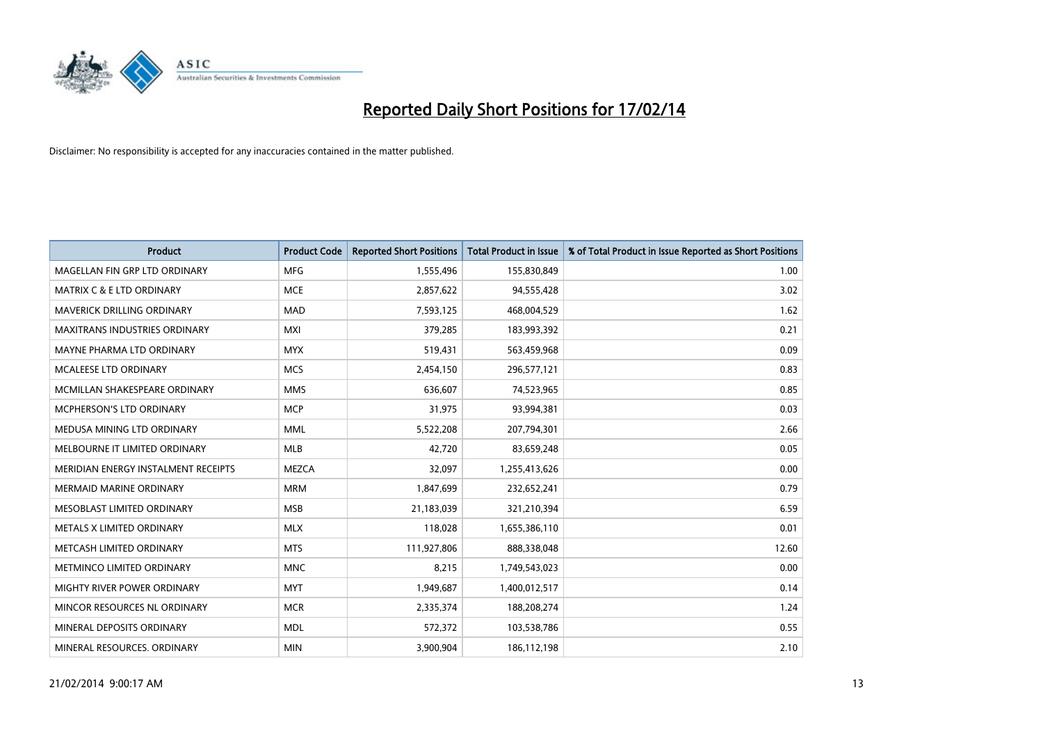# Reported Daily Short Positions for 17/02/14

Disclaimer: No responsibility is accepted for any inaccuracies contained in the matter published.

| Product | Product Code | Reported Short Positions | Total Product in Issue | % of Total Product in Issue Reported as Short Positions |
|---|---|---|---|---|
| MAGELLAN FIN GRP LTD ORDINARY | MFG | 1,555,496 | 155,830,849 | 1.00 |
| MATRIX C & E LTD ORDINARY | MCE | 2,857,622 | 94,555,428 | 3.02 |
| MAVERICK DRILLING ORDINARY | MAD | 7,593,125 | 468,004,529 | 1.62 |
| MAXITRANS INDUSTRIES ORDINARY | MXI | 379,285 | 183,993,392 | 0.21 |
| MAYNE PHARMA LTD ORDINARY | MYX | 519,431 | 563,459,968 | 0.09 |
| MCALEESE LTD ORDINARY | MCS | 2,454,150 | 296,577,121 | 0.83 |
| MCMILLAN SHAKESPEARE ORDINARY | MMS | 636,607 | 74,523,965 | 0.85 |
| MCPHERSON'S LTD ORDINARY | MCP | 31,975 | 93,994,381 | 0.03 |
| MEDUSA MINING LTD ORDINARY | MML | 5,522,208 | 207,794,301 | 2.66 |
| MELBOURNE IT LIMITED ORDINARY | MLB | 42,720 | 83,659,248 | 0.05 |
| MERIDIAN ENERGY INSTALMENT RECEIPTS | MEZCA | 32,097 | 1,255,413,626 | 0.00 |
| MERMAID MARINE ORDINARY | MRM | 1,847,699 | 232,652,241 | 0.79 |
| MESOBLAST LIMITED ORDINARY | MSB | 21,183,039 | 321,210,394 | 6.59 |
| METALS X LIMITED ORDINARY | MLX | 118,028 | 1,655,386,110 | 0.01 |
| METCASH LIMITED ORDINARY | MTS | 111,927,806 | 888,338,048 | 12.60 |
| METMINCO LIMITED ORDINARY | MNC | 8,215 | 1,749,543,023 | 0.00 |
| MIGHTY RIVER POWER ORDINARY | MYT | 1,949,687 | 1,400,012,517 | 0.14 |
| MINCOR RESOURCES NL ORDINARY | MCR | 2,335,374 | 188,208,274 | 1.24 |
| MINERAL DEPOSITS ORDINARY | MDL | 572,372 | 103,538,786 | 0.55 |
| MINERAL RESOURCES. ORDINARY | MIN | 3,900,904 | 186,112,198 | 2.10 |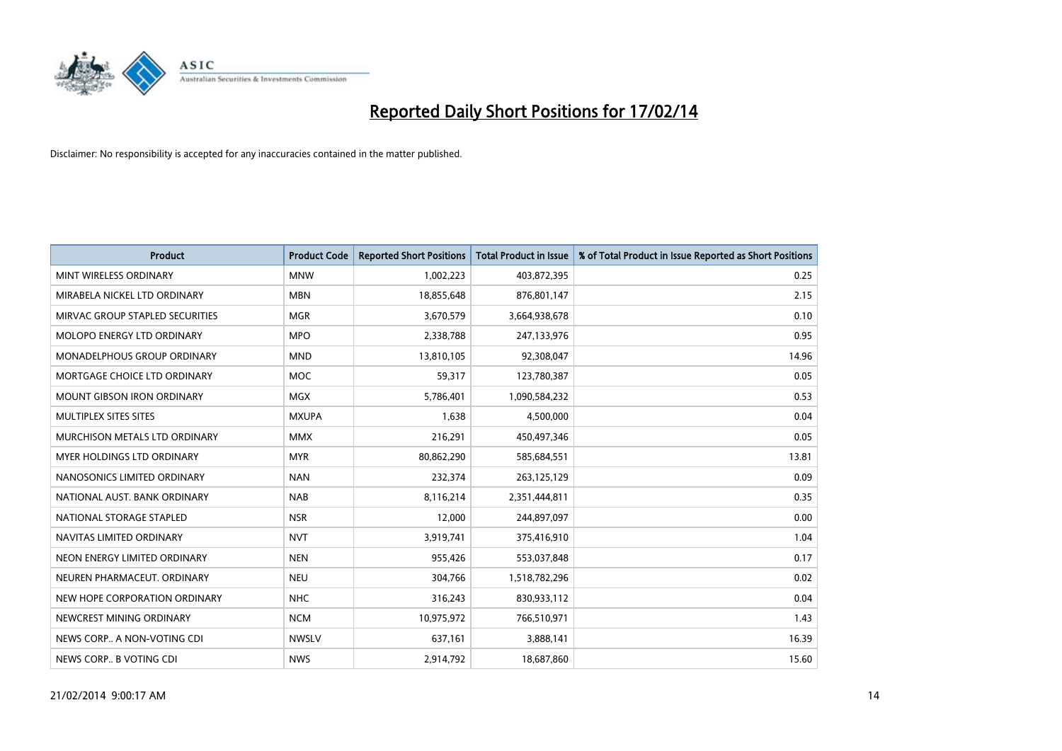# Reported Daily Short Positions for 17/02/14

Disclaimer: No responsibility is accepted for any inaccuracies contained in the matter published.

| Product | Product Code | Reported Short Positions | Total Product in Issue | % of Total Product in Issue Reported as Short Positions |
|---|---|---|---|---|
| MINT WIRELESS ORDINARY | MNW | 1,002,223 | 403,872,395 | 0.25 |
| MIRABELA NICKEL LTD ORDINARY | MBN | 18,855,648 | 876,801,147 | 2.15 |
| MIRVAC GROUP STAPLED SECURITIES | MGR | 3,670,579 | 3,664,938,678 | 0.10 |
| MOLOPO ENERGY LTD ORDINARY | MPO | 2,338,788 | 247,133,976 | 0.95 |
| MONADELPHOUS GROUP ORDINARY | MND | 13,810,105 | 92,308,047 | 14.96 |
| MORTGAGE CHOICE LTD ORDINARY | MOC | 59,317 | 123,780,387 | 0.05 |
| MOUNT GIBSON IRON ORDINARY | MGX | 5,786,401 | 1,090,584,232 | 0.53 |
| MULTIPLEX SITES SITES | MXUPA | 1,638 | 4,500,000 | 0.04 |
| MURCHISON METALS LTD ORDINARY | MMX | 216,291 | 450,497,346 | 0.05 |
| MYER HOLDINGS LTD ORDINARY | MYR | 80,862,290 | 585,684,551 | 13.81 |
| NANOSONICS LIMITED ORDINARY | NAN | 232,374 | 263,125,129 | 0.09 |
| NATIONAL AUST. BANK ORDINARY | NAB | 8,116,214 | 2,351,444,811 | 0.35 |
| NATIONAL STORAGE STAPLED | NSR | 12,000 | 244,897,097 | 0.00 |
| NAVITAS LIMITED ORDINARY | NVT | 3,919,741 | 375,416,910 | 1.04 |
| NEON ENERGY LIMITED ORDINARY | NEN | 955,426 | 553,037,848 | 0.17 |
| NEUREN PHARMACEUT. ORDINARY | NEU | 304,766 | 1,518,782,296 | 0.02 |
| NEW HOPE CORPORATION ORDINARY | NHC | 316,243 | 830,933,112 | 0.04 |
| NEWCREST MINING ORDINARY | NCM | 10,975,972 | 766,510,971 | 1.43 |
| NEWS CORP.. A NON-VOTING CDI | NWSLV | 637,161 | 3,888,141 | 16.39 |
| NEWS CORP.. B VOTING CDI | NWS | 2,914,792 | 18,687,860 | 15.60 |

21/02/2014 9:00:17 AM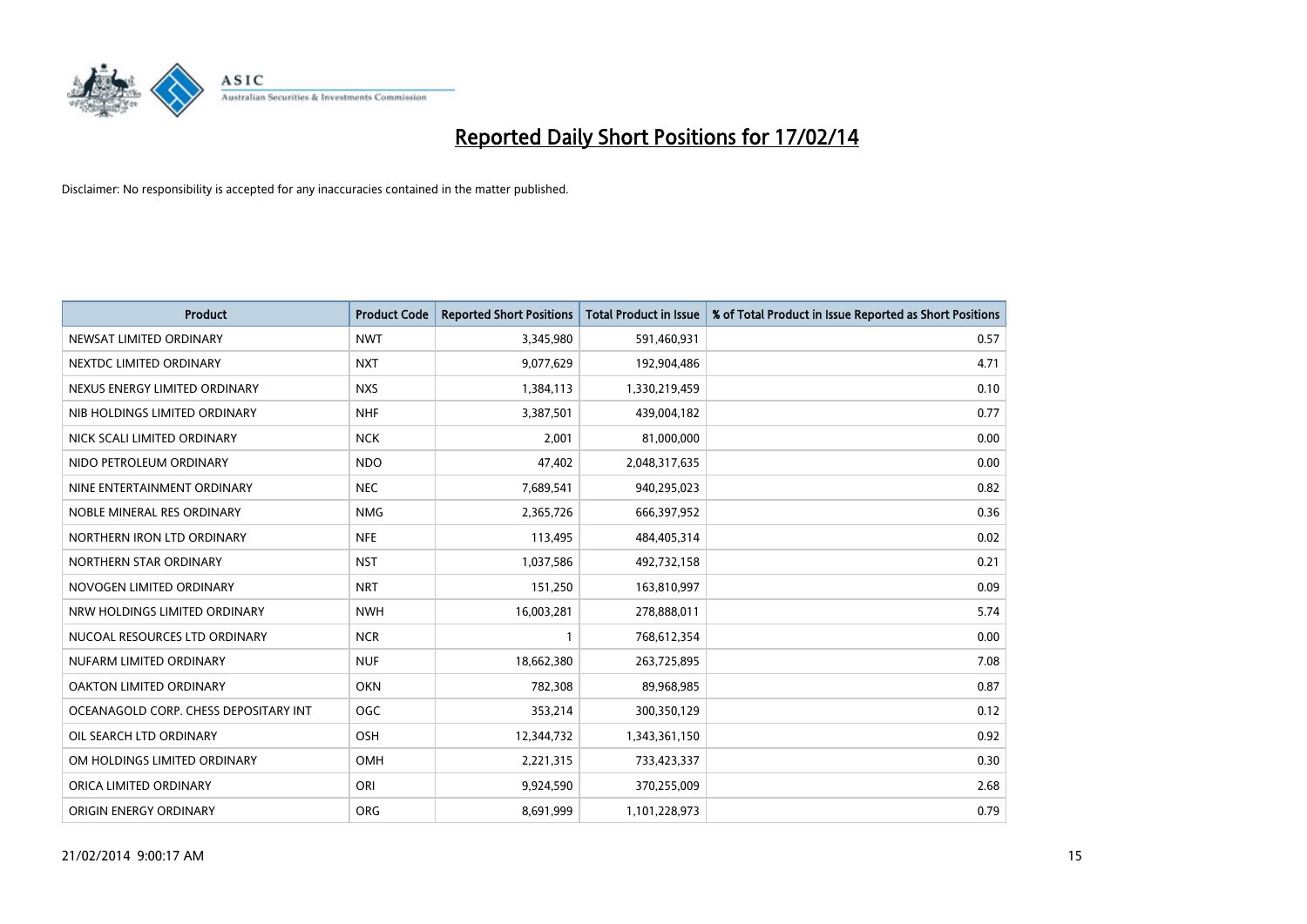# Reported Daily Short Positions for 17/02/14

Disclaimer: No responsibility is accepted for any inaccuracies contained in the matter published.

| Product | Product Code | Reported Short Positions | Total Product in Issue | % of Total Product in Issue Reported as Short Positions |
|---|---|---|---|---|
| NEWSAT LIMITED ORDINARY | NWT | 3,345,980 | 591,460,931 | 0.57 |
| NEXTDC LIMITED ORDINARY | NXT | 9,077,629 | 192,904,486 | 4.71 |
| NEXUS ENERGY LIMITED ORDINARY | NXS | 1,384,113 | 1,330,219,459 | 0.10 |
| NIB HOLDINGS LIMITED ORDINARY | NHF | 3,387,501 | 439,004,182 | 0.77 |
| NICK SCALI LIMITED ORDINARY | NCK | 2,001 | 81,000,000 | 0.00 |
| NIDO PETROLEUM ORDINARY | NDO | 47,402 | 2,048,317,635 | 0.00 |
| NINE ENTERTAINMENT ORDINARY | NEC | 7,689,541 | 940,295,023 | 0.82 |
| NOBLE MINERAL RES ORDINARY | NMG | 2,365,726 | 666,397,952 | 0.36 |
| NORTHERN IRON LTD ORDINARY | NFE | 113,495 | 484,405,314 | 0.02 |
| NORTHERN STAR ORDINARY | NST | 1,037,586 | 492,732,158 | 0.21 |
| NOVOGEN LIMITED ORDINARY | NRT | 151,250 | 163,810,997 | 0.09 |
| NRW HOLDINGS LIMITED ORDINARY | NWH | 16,003,281 | 278,888,011 | 5.74 |
| NUCOAL RESOURCES LTD ORDINARY | NCR | 1 | 768,612,354 | 0.00 |
| NUFARM LIMITED ORDINARY | NUF | 18,662,380 | 263,725,895 | 7.08 |
| OAKTON LIMITED ORDINARY | OKN | 782,308 | 89,968,985 | 0.87 |
| OCEANAGOLD CORP. CHESS DEPOSITARY INT | OGC | 353,214 | 300,350,129 | 0.12 |
| OIL SEARCH LTD ORDINARY | OSH | 12,344,732 | 1,343,361,150 | 0.92 |
| OM HOLDINGS LIMITED ORDINARY | OMH | 2,221,315 | 733,423,337 | 0.30 |
| ORICA LIMITED ORDINARY | ORI | 9,924,590 | 370,255,009 | 2.68 |
| ORIGIN ENERGY ORDINARY | ORG | 8,691,999 | 1,101,228,973 | 0.79 |

21/02/2014 9:00:17 AM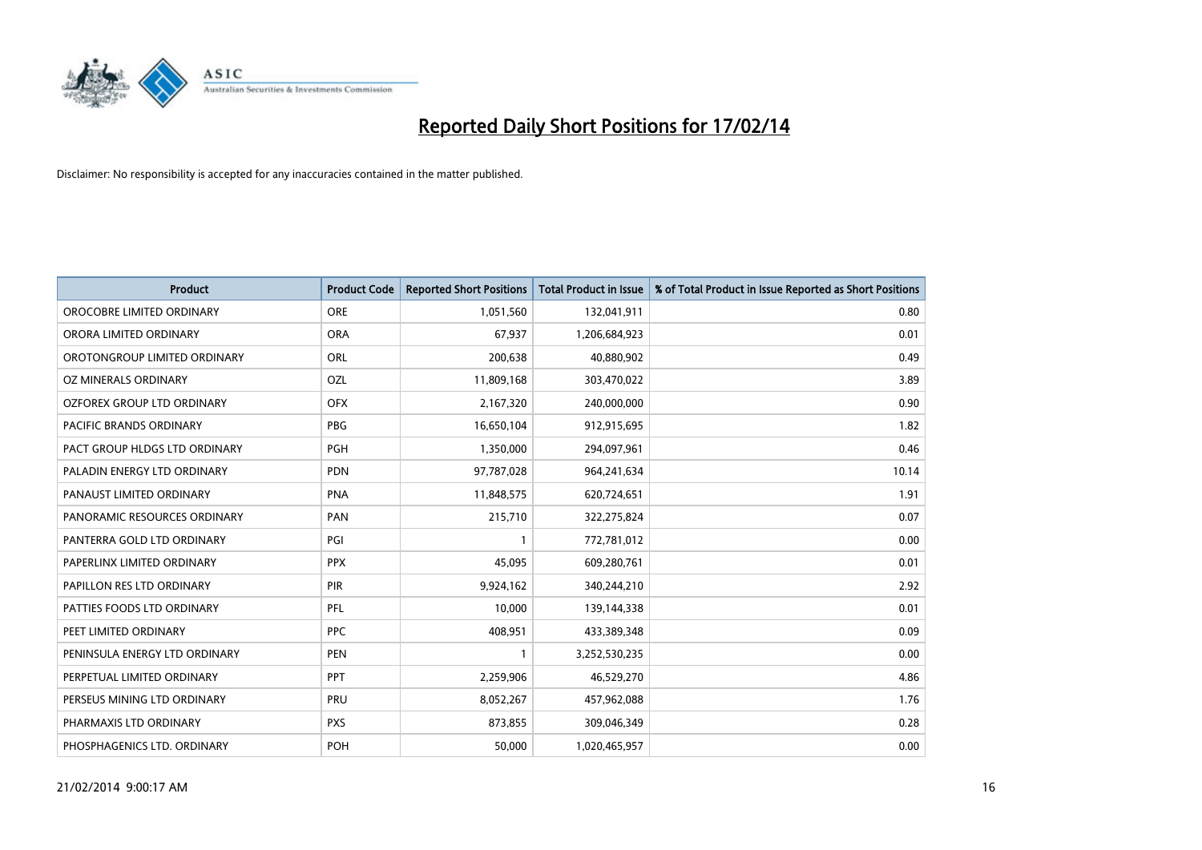# Reported Daily Short Positions for 17/02/14

Disclaimer: No responsibility is accepted for any inaccuracies contained in the matter published.

| Product | Product Code | Reported Short Positions | Total Product in Issue | % of Total Product in Issue Reported as Short Positions |
|---|---|---|---|---|
| OROCOBRE LIMITED ORDINARY | ORE | 1,051,560 | 132,041,911 | 0.80 |
| ORORA LIMITED ORDINARY | ORA | 67,937 | 1,206,684,923 | 0.01 |
| OROTONGROUP LIMITED ORDINARY | ORL | 200,638 | 40,880,902 | 0.49 |
| OZ MINERALS ORDINARY | OZL | 11,809,168 | 303,470,022 | 3.89 |
| OZFOREX GROUP LTD ORDINARY | OFX | 2,167,320 | 240,000,000 | 0.90 |
| PACIFIC BRANDS ORDINARY | PBG | 16,650,104 | 912,915,695 | 1.82 |
| PACT GROUP HLDGS LTD ORDINARY | PGH | 1,350,000 | 294,097,961 | 0.46 |
| PALADIN ENERGY LTD ORDINARY | PDN | 97,787,028 | 964,241,634 | 10.14 |
| PANAUST LIMITED ORDINARY | PNA | 11,848,575 | 620,724,651 | 1.91 |
| PANORAMIC RESOURCES ORDINARY | PAN | 215,710 | 322,275,824 | 0.07 |
| PANTERRA GOLD LTD ORDINARY | PGI | 1 | 772,781,012 | 0.00 |
| PAPERLINX LIMITED ORDINARY | PPX | 45,095 | 609,280,761 | 0.01 |
| PAPILLON RES LTD ORDINARY | PIR | 9,924,162 | 340,244,210 | 2.92 |
| PATTIES FOODS LTD ORDINARY | PFL | 10,000 | 139,144,338 | 0.01 |
| PEET LIMITED ORDINARY | PPC | 408,951 | 433,389,348 | 0.09 |
| PENINSULA ENERGY LTD ORDINARY | PEN | 1 | 3,252,530,235 | 0.00 |
| PERPETUAL LIMITED ORDINARY | PPT | 2,259,906 | 46,529,270 | 4.86 |
| PERSEUS MINING LTD ORDINARY | PRU | 8,052,267 | 457,962,088 | 1.76 |
| PHARMAXIS LTD ORDINARY | PXS | 873,855 | 309,046,349 | 0.28 |
| PHOSPHAGENICS LTD. ORDINARY | POH | 50,000 | 1,020,465,957 | 0.00 |

21/02/2014 9:00:17 AM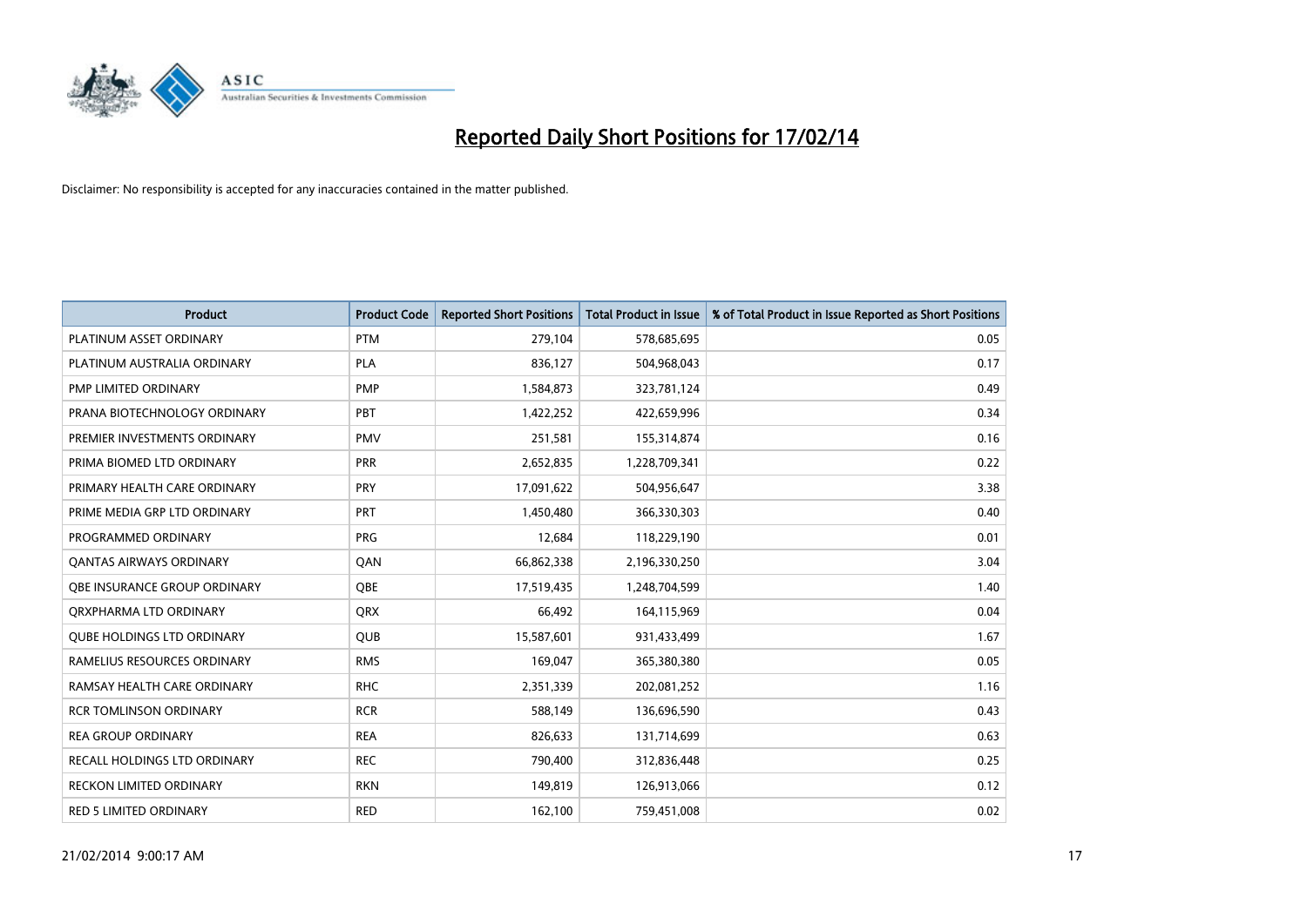# Reported Daily Short Positions for 17/02/14

Disclaimer: No responsibility is accepted for any inaccuracies contained in the matter published.

| Product | Product Code | Reported Short Positions | Total Product in Issue | % of Total Product in Issue Reported as Short Positions |
|---|---|---|---|---|
| PLATINUM ASSET ORDINARY | PTM | 279,104 | 578,685,695 | 0.05 |
| PLATINUM AUSTRALIA ORDINARY | PLA | 836,127 | 504,968,043 | 0.17 |
| PMP LIMITED ORDINARY | PMP | 1,584,873 | 323,781,124 | 0.49 |
| PRANA BIOTECHNOLOGY ORDINARY | PBT | 1,422,252 | 422,659,996 | 0.34 |
| PREMIER INVESTMENTS ORDINARY | PMV | 251,581 | 155,314,874 | 0.16 |
| PRIMA BIOMED LTD ORDINARY | PRR | 2,652,835 | 1,228,709,341 | 0.22 |
| PRIMARY HEALTH CARE ORDINARY | PRY | 17,091,622 | 504,956,647 | 3.38 |
| PRIME MEDIA GRP LTD ORDINARY | PRT | 1,450,480 | 366,330,303 | 0.40 |
| PROGRAMMED ORDINARY | PRG | 12,684 | 118,229,190 | 0.01 |
| QANTAS AIRWAYS ORDINARY | QAN | 66,862,338 | 2,196,330,250 | 3.04 |
| QBE INSURANCE GROUP ORDINARY | QBE | 17,519,435 | 1,248,704,599 | 1.40 |
| QRXPHARMA LTD ORDINARY | QRX | 66,492 | 164,115,969 | 0.04 |
| QUBE HOLDINGS LTD ORDINARY | QUB | 15,587,601 | 931,433,499 | 1.67 |
| RAMELIUS RESOURCES ORDINARY | RMS | 169,047 | 365,380,380 | 0.05 |
| RAMSAY HEALTH CARE ORDINARY | RHC | 2,351,339 | 202,081,252 | 1.16 |
| RCR TOMLINSON ORDINARY | RCR | 588,149 | 136,696,590 | 0.43 |
| REA GROUP ORDINARY | REA | 826,633 | 131,714,699 | 0.63 |
| RECALL HOLDINGS LTD ORDINARY | REC | 790,400 | 312,836,448 | 0.25 |
| RECKON LIMITED ORDINARY | RKN | 149,819 | 126,913,066 | 0.12 |
| RED 5 LIMITED ORDINARY | RED | 162,100 | 759,451,008 | 0.02 |

21/02/2014 9:00:17 AM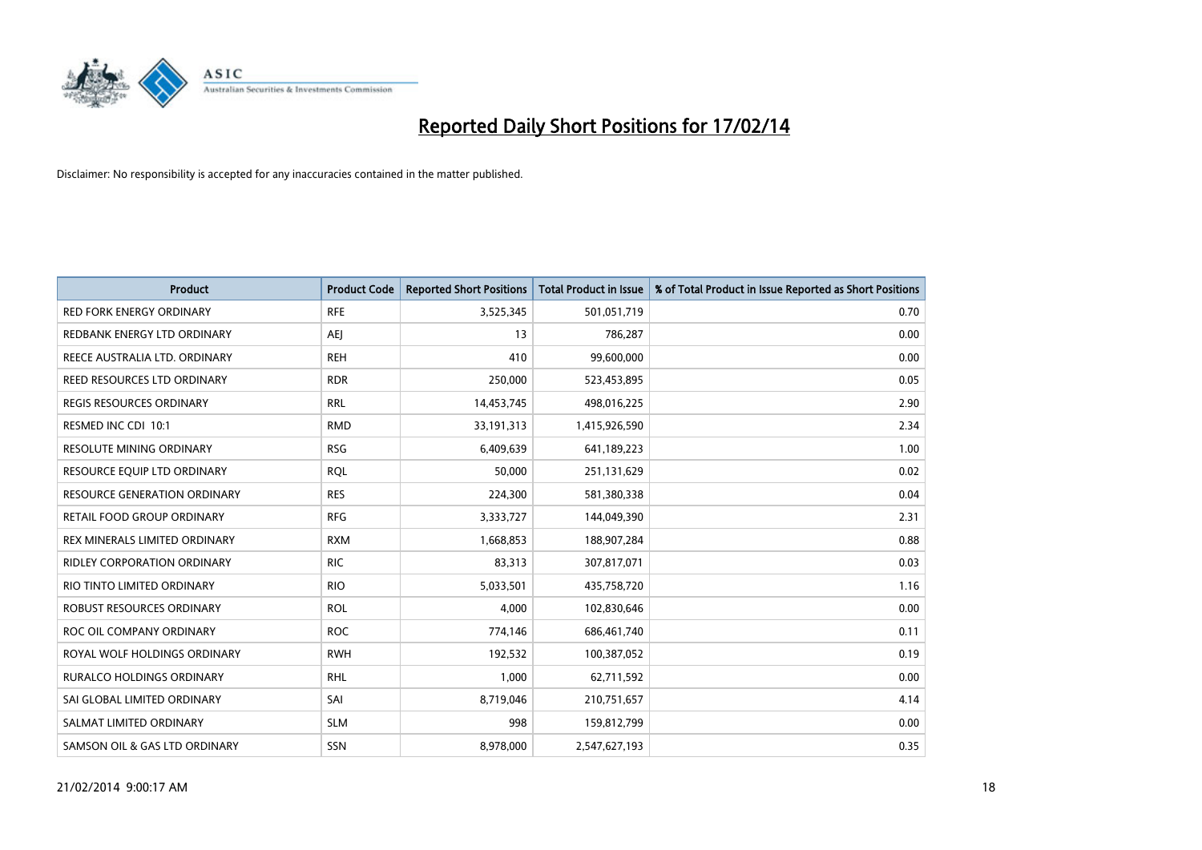# Reported Daily Short Positions for 17/02/14

Disclaimer: No responsibility is accepted for any inaccuracies contained in the matter published.

| Product | Product Code | Reported Short Positions | Total Product in Issue | % of Total Product in Issue Reported as Short Positions |
|---|---|---|---|---|
| RED FORK ENERGY ORDINARY | RFE | 3,525,345 | 501,051,719 | 0.70 |
| REDBANK ENERGY LTD ORDINARY | AEJ | 13 | 786,287 | 0.00 |
| REECE AUSTRALIA LTD. ORDINARY | REH | 410 | 99,600,000 | 0.00 |
| REED RESOURCES LTD ORDINARY | RDR | 250,000 | 523,453,895 | 0.05 |
| REGIS RESOURCES ORDINARY | RRL | 14,453,745 | 498,016,225 | 2.90 |
| RESMED INC CDI 10:1 | RMD | 33,191,313 | 1,415,926,590 | 2.34 |
| RESOLUTE MINING ORDINARY | RSG | 6,409,639 | 641,189,223 | 1.00 |
| RESOURCE EQUIP LTD ORDINARY | RQL | 50,000 | 251,131,629 | 0.02 |
| RESOURCE GENERATION ORDINARY | RES | 224,300 | 581,380,338 | 0.04 |
| RETAIL FOOD GROUP ORDINARY | RFG | 3,333,727 | 144,049,390 | 2.31 |
| REX MINERALS LIMITED ORDINARY | RXM | 1,668,853 | 188,907,284 | 0.88 |
| RIDLEY CORPORATION ORDINARY | RIC | 83,313 | 307,817,071 | 0.03 |
| RIO TINTO LIMITED ORDINARY | RIO | 5,033,501 | 435,758,720 | 1.16 |
| ROBUST RESOURCES ORDINARY | ROL | 4,000 | 102,830,646 | 0.00 |
| ROC OIL COMPANY ORDINARY | ROC | 774,146 | 686,461,740 | 0.11 |
| ROYAL WOLF HOLDINGS ORDINARY | RWH | 192,532 | 100,387,052 | 0.19 |
| RURALCO HOLDINGS ORDINARY | RHL | 1,000 | 62,711,592 | 0.00 |
| SAI GLOBAL LIMITED ORDINARY | SAI | 8,719,046 | 210,751,657 | 4.14 |
| SALMAT LIMITED ORDINARY | SLM | 998 | 159,812,799 | 0.00 |
| SAMSON OIL & GAS LTD ORDINARY | SSN | 8,978,000 | 2,547,627,193 | 0.35 |

21/02/2014 9:00:17 AM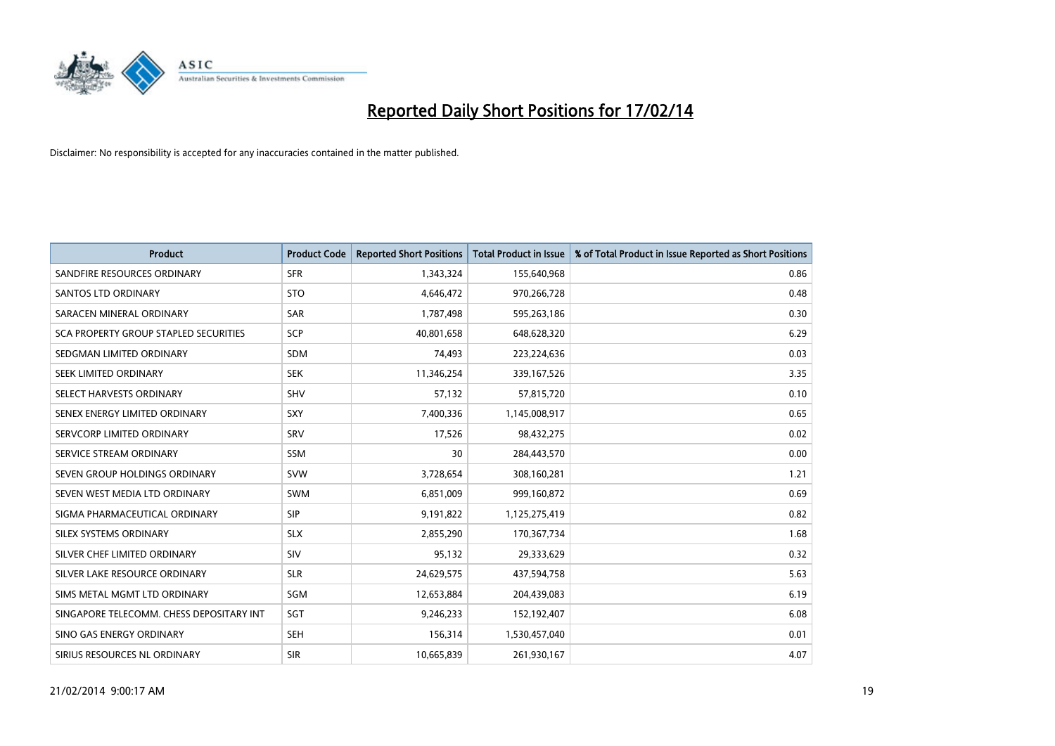# Reported Daily Short Positions for 17/02/14

Disclaimer: No responsibility is accepted for any inaccuracies contained in the matter published.

| Product | Product Code | Reported Short Positions | Total Product in Issue | % of Total Product in Issue Reported as Short Positions |
|---|---|---|---|---|
| SANDFIRE RESOURCES ORDINARY | SFR | 1,343,324 | 155,640,968 | 0.86 |
| SANTOS LTD ORDINARY | STO | 4,646,472 | 970,266,728 | 0.48 |
| SARACEN MINERAL ORDINARY | SAR | 1,787,498 | 595,263,186 | 0.30 |
| SCA PROPERTY GROUP STAPLED SECURITIES | SCP | 40,801,658 | 648,628,320 | 6.29 |
| SEDGMAN LIMITED ORDINARY | SDM | 74,493 | 223,224,636 | 0.03 |
| SEEK LIMITED ORDINARY | SEK | 11,346,254 | 339,167,526 | 3.35 |
| SELECT HARVESTS ORDINARY | SHV | 57,132 | 57,815,720 | 0.10 |
| SENEX ENERGY LIMITED ORDINARY | SXY | 7,400,336 | 1,145,008,917 | 0.65 |
| SERVCORP LIMITED ORDINARY | SRV | 17,526 | 98,432,275 | 0.02 |
| SERVICE STREAM ORDINARY | SSM | 30 | 284,443,570 | 0.00 |
| SEVEN GROUP HOLDINGS ORDINARY | SVW | 3,728,654 | 308,160,281 | 1.21 |
| SEVEN WEST MEDIA LTD ORDINARY | SWM | 6,851,009 | 999,160,872 | 0.69 |
| SIGMA PHARMACEUTICAL ORDINARY | SIP | 9,191,822 | 1,125,275,419 | 0.82 |
| SILEX SYSTEMS ORDINARY | SLX | 2,855,290 | 170,367,734 | 1.68 |
| SILVER CHEF LIMITED ORDINARY | SIV | 95,132 | 29,333,629 | 0.32 |
| SILVER LAKE RESOURCE ORDINARY | SLR | 24,629,575 | 437,594,758 | 5.63 |
| SIMS METAL MGMT LTD ORDINARY | SGM | 12,653,884 | 204,439,083 | 6.19 |
| SINGAPORE TELECOMM. CHESS DEPOSITARY INT | SGT | 9,246,233 | 152,192,407 | 6.08 |
| SINO GAS ENERGY ORDINARY | SEH | 156,314 | 1,530,457,040 | 0.01 |
| SIRIUS RESOURCES NL ORDINARY | SIR | 10,665,839 | 261,930,167 | 4.07 |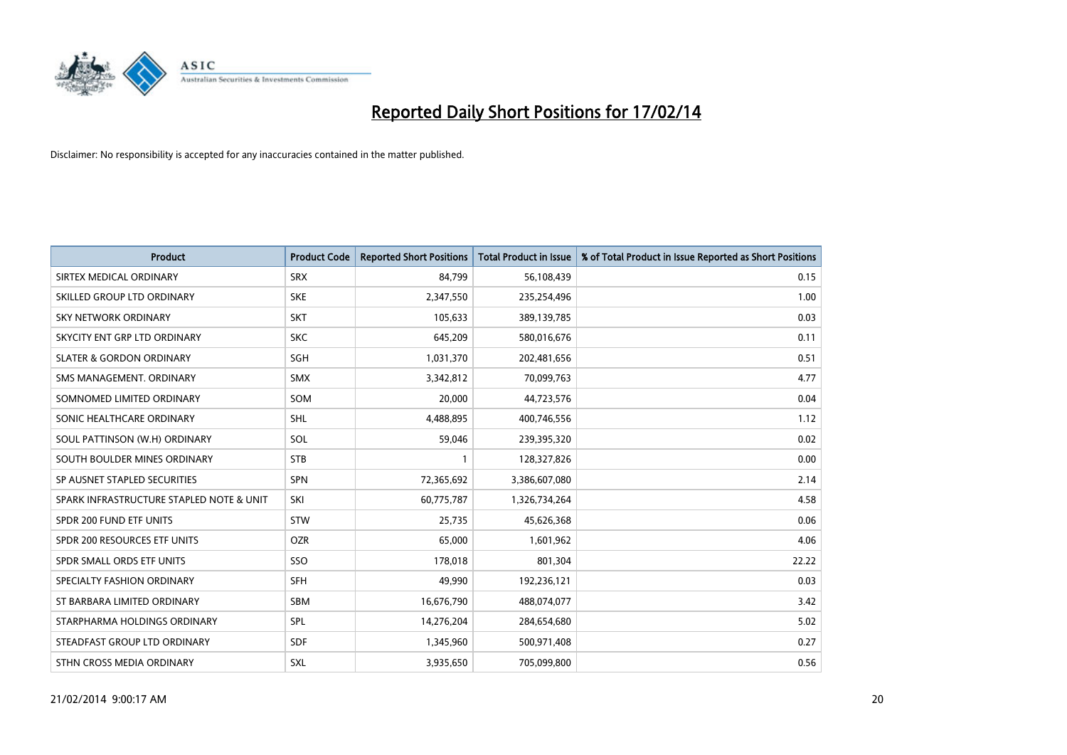# Reported Daily Short Positions for 17/02/14

Disclaimer: No responsibility is accepted for any inaccuracies contained in the matter published.

| Product | Product Code | Reported Short Positions | Total Product in Issue | % of Total Product in Issue Reported as Short Positions |
|---|---|---|---|---|
| SIRTEX MEDICAL ORDINARY | SRX | 84,799 | 56,108,439 | 0.15 |
| SKILLED GROUP LTD ORDINARY | SKE | 2,347,550 | 235,254,496 | 1.00 |
| SKY NETWORK ORDINARY | SKT | 105,633 | 389,139,785 | 0.03 |
| SKYCITY ENT GRP LTD ORDINARY | SKC | 645,209 | 580,016,676 | 0.11 |
| SLATER & GORDON ORDINARY | SGH | 1,031,370 | 202,481,656 | 0.51 |
| SMS MANAGEMENT. ORDINARY | SMX | 3,342,812 | 70,099,763 | 4.77 |
| SOMNOMED LIMITED ORDINARY | SOM | 20,000 | 44,723,576 | 0.04 |
| SONIC HEALTHCARE ORDINARY | SHL | 4,488,895 | 400,746,556 | 1.12 |
| SOUL PATTINSON (W.H) ORDINARY | SOL | 59,046 | 239,395,320 | 0.02 |
| SOUTH BOULDER MINES ORDINARY | STB | 1 | 128,327,826 | 0.00 |
| SP AUSNET STAPLED SECURITIES | SPN | 72,365,692 | 3,386,607,080 | 2.14 |
| SPARK INFRASTRUCTURE STAPLED NOTE & UNIT | SKI | 60,775,787 | 1,326,734,264 | 4.58 |
| SPDR 200 FUND ETF UNITS | STW | 25,735 | 45,626,368 | 0.06 |
| SPDR 200 RESOURCES ETF UNITS | OZR | 65,000 | 1,601,962 | 4.06 |
| SPDR SMALL ORDS ETF UNITS | SSO | 178,018 | 801,304 | 22.22 |
| SPECIALTY FASHION ORDINARY | SFH | 49,990 | 192,236,121 | 0.03 |
| ST BARBARA LIMITED ORDINARY | SBM | 16,676,790 | 488,074,077 | 3.42 |
| STARPHARMA HOLDINGS ORDINARY | SPL | 14,276,204 | 284,654,680 | 5.02 |
| STEADFAST GROUP LTD ORDINARY | SDF | 1,345,960 | 500,971,408 | 0.27 |
| STHN CROSS MEDIA ORDINARY | SXL | 3,935,650 | 705,099,800 | 0.56 |

21/02/2014 9:00:17 AM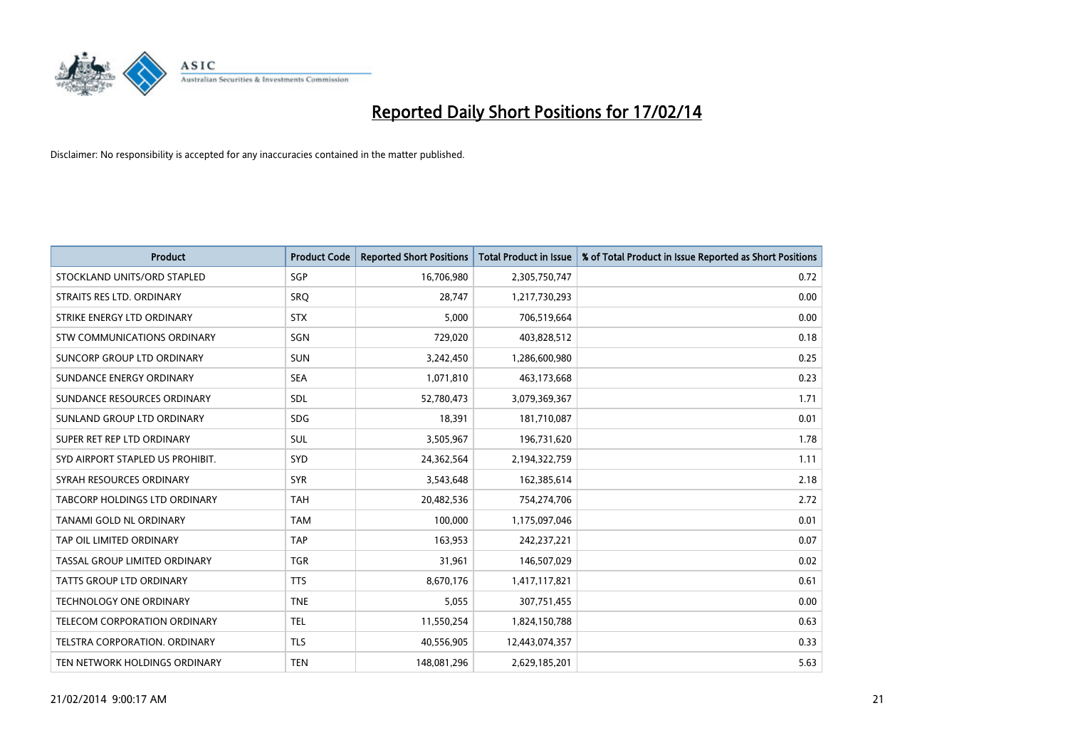# Reported Daily Short Positions for 17/02/14

Disclaimer: No responsibility is accepted for any inaccuracies contained in the matter published.

| Product | Product Code | Reported Short Positions | Total Product in Issue | % of Total Product in Issue Reported as Short Positions |
|---|---|---|---|---|
| STOCKLAND UNITS/ORD STAPLED | SGP | 16,706,980 | 2,305,750,747 | 0.72 |
| STRAITS RES LTD. ORDINARY | SRQ | 28,747 | 1,217,730,293 | 0.00 |
| STRIKE ENERGY LTD ORDINARY | STX | 5,000 | 706,519,664 | 0.00 |
| STW COMMUNICATIONS ORDINARY | SGN | 729,020 | 403,828,512 | 0.18 |
| SUNCORP GROUP LTD ORDINARY | SUN | 3,242,450 | 1,286,600,980 | 0.25 |
| SUNDANCE ENERGY ORDINARY | SEA | 1,071,810 | 463,173,668 | 0.23 |
| SUNDANCE RESOURCES ORDINARY | SDL | 52,780,473 | 3,079,369,367 | 1.71 |
| SUNLAND GROUP LTD ORDINARY | SDG | 18,391 | 181,710,087 | 0.01 |
| SUPER RET REP LTD ORDINARY | SUL | 3,505,967 | 196,731,620 | 1.78 |
| SYD AIRPORT STAPLED US PROHIBIT. | SYD | 24,362,564 | 2,194,322,759 | 1.11 |
| SYRAH RESOURCES ORDINARY | SYR | 3,543,648 | 162,385,614 | 2.18 |
| TABCORP HOLDINGS LTD ORDINARY | TAH | 20,482,536 | 754,274,706 | 2.72 |
| TANAMI GOLD NL ORDINARY | TAM | 100,000 | 1,175,097,046 | 0.01 |
| TAP OIL LIMITED ORDINARY | TAP | 163,953 | 242,237,221 | 0.07 |
| TASSAL GROUP LIMITED ORDINARY | TGR | 31,961 | 146,507,029 | 0.02 |
| TATTS GROUP LTD ORDINARY | TTS | 8,670,176 | 1,417,117,821 | 0.61 |
| TECHNOLOGY ONE ORDINARY | TNE | 5,055 | 307,751,455 | 0.00 |
| TELECOM CORPORATION ORDINARY | TEL | 11,550,254 | 1,824,150,788 | 0.63 |
| TELSTRA CORPORATION. ORDINARY | TLS | 40,556,905 | 12,443,074,357 | 0.33 |
| TEN NETWORK HOLDINGS ORDINARY | TEN | 148,081,296 | 2,629,185,201 | 5.63 |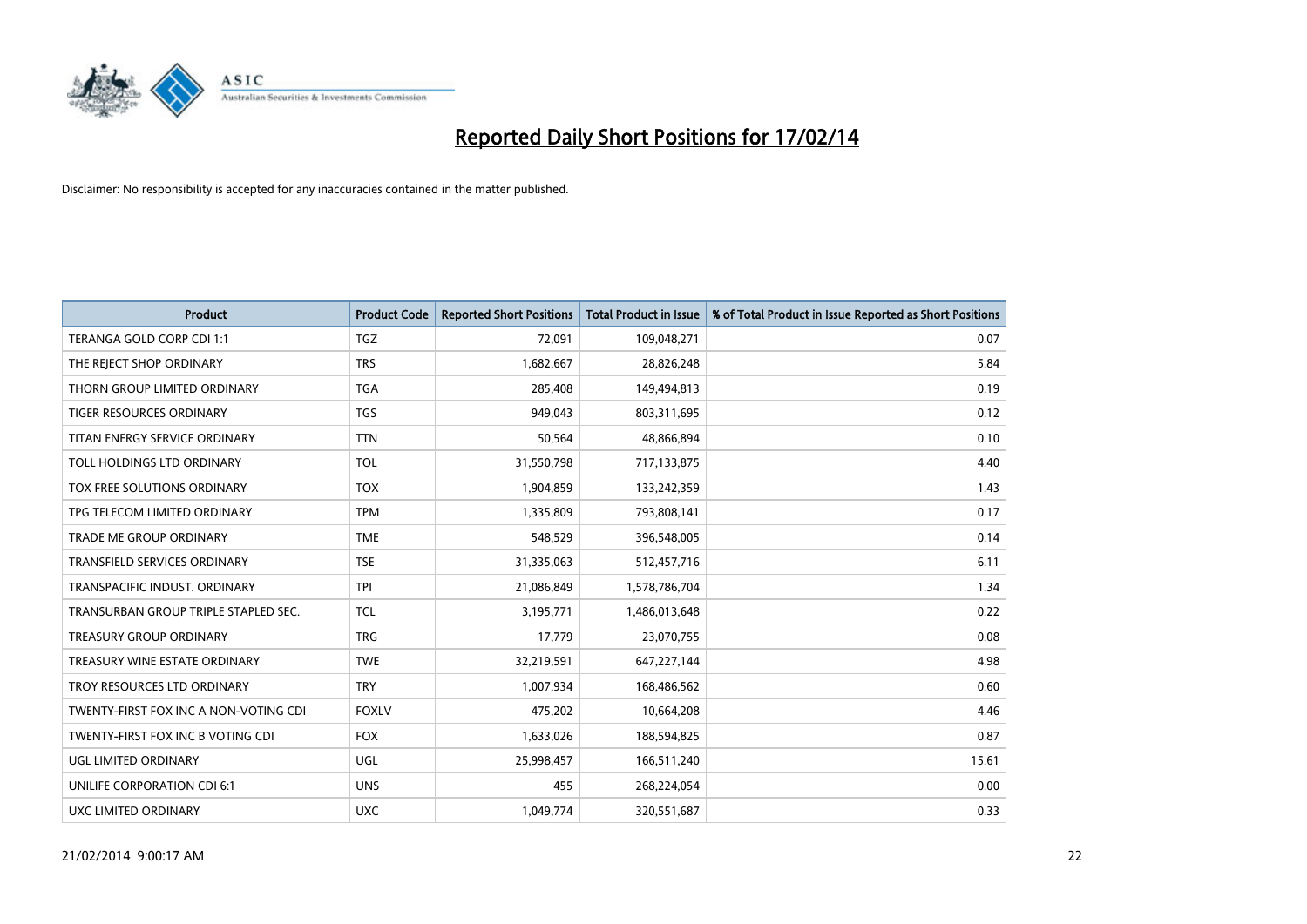# Reported Daily Short Positions for 17/02/14

Disclaimer: No responsibility is accepted for any inaccuracies contained in the matter published.

| Product | Product Code | Reported Short Positions | Total Product in Issue | % of Total Product in Issue Reported as Short Positions |
|---|---|---|---|---|
| TERANGA GOLD CORP CDI 1:1 | TGZ | 72,091 | 109,048,271 | 0.07 |
| THE REJECT SHOP ORDINARY | TRS | 1,682,667 | 28,826,248 | 5.84 |
| THORN GROUP LIMITED ORDINARY | TGA | 285,408 | 149,494,813 | 0.19 |
| TIGER RESOURCES ORDINARY | TGS | 949,043 | 803,311,695 | 0.12 |
| TITAN ENERGY SERVICE ORDINARY | TTN | 50,564 | 48,866,894 | 0.10 |
| TOLL HOLDINGS LTD ORDINARY | TOL | 31,550,798 | 717,133,875 | 4.40 |
| TOX FREE SOLUTIONS ORDINARY | TOX | 1,904,859 | 133,242,359 | 1.43 |
| TPG TELECOM LIMITED ORDINARY | TPM | 1,335,809 | 793,808,141 | 0.17 |
| TRADE ME GROUP ORDINARY | TME | 548,529 | 396,548,005 | 0.14 |
| TRANSFIELD SERVICES ORDINARY | TSE | 31,335,063 | 512,457,716 | 6.11 |
| TRANSPACIFIC INDUST. ORDINARY | TPI | 21,086,849 | 1,578,786,704 | 1.34 |
| TRANSURBAN GROUP TRIPLE STAPLED SEC. | TCL | 3,195,771 | 1,486,013,648 | 0.22 |
| TREASURY GROUP ORDINARY | TRG | 17,779 | 23,070,755 | 0.08 |
| TREASURY WINE ESTATE ORDINARY | TWE | 32,219,591 | 647,227,144 | 4.98 |
| TROY RESOURCES LTD ORDINARY | TRY | 1,007,934 | 168,486,562 | 0.60 |
| TWENTY-FIRST FOX INC A NON-VOTING CDI | FOXLV | 475,202 | 10,664,208 | 4.46 |
| TWENTY-FIRST FOX INC B VOTING CDI | FOX | 1,633,026 | 188,594,825 | 0.87 |
| UGL LIMITED ORDINARY | UGL | 25,998,457 | 166,511,240 | 15.61 |
| UNILIFE CORPORATION CDI 6:1 | UNS | 455 | 268,224,054 | 0.00 |
| UXC LIMITED ORDINARY | UXC | 1,049,774 | 320,551,687 | 0.33 |

21/02/2014 9:00:17 AM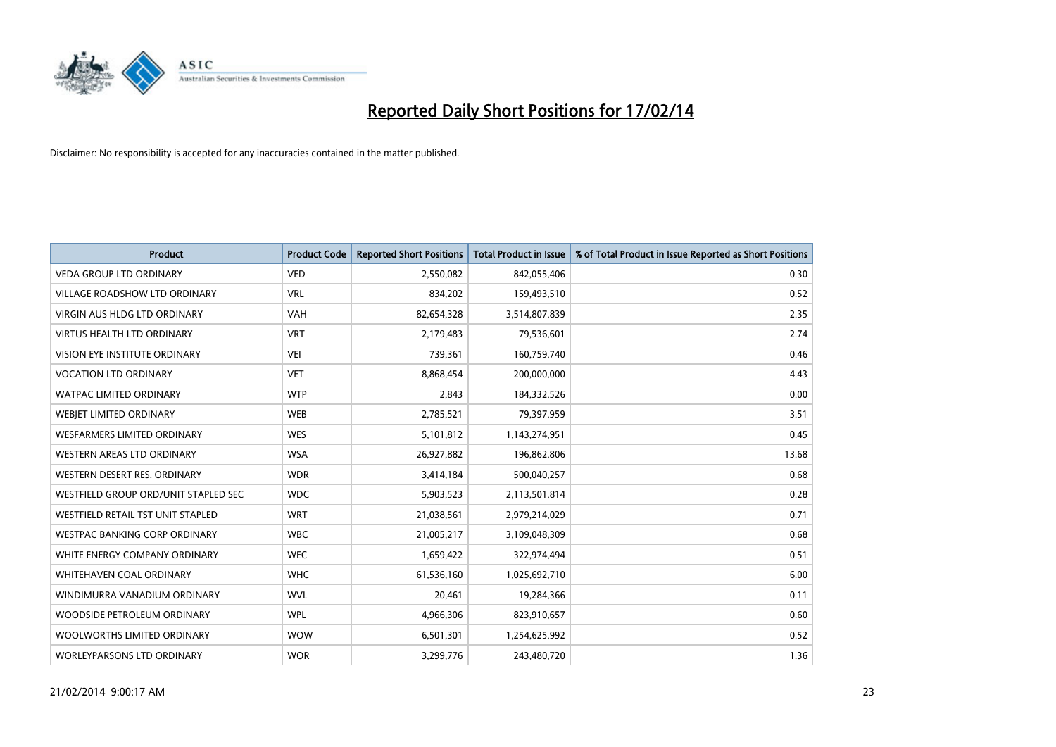# Reported Daily Short Positions for 17/02/14

Disclaimer: No responsibility is accepted for any inaccuracies contained in the matter published.

| Product | Product Code | Reported Short Positions | Total Product in Issue | % of Total Product in Issue Reported as Short Positions |
|---|---|---|---|---|
| VEDA GROUP LTD ORDINARY | VED | 2,550,082 | 842,055,406 | 0.30 |
| VILLAGE ROADSHOW LTD ORDINARY | VRL | 834,202 | 159,493,510 | 0.52 |
| VIRGIN AUS HLDG LTD ORDINARY | VAH | 82,654,328 | 3,514,807,839 | 2.35 |
| VIRTUS HEALTH LTD ORDINARY | VRT | 2,179,483 | 79,536,601 | 2.74 |
| VISION EYE INSTITUTE ORDINARY | VEI | 739,361 | 160,759,740 | 0.46 |
| VOCATION LTD ORDINARY | VET | 8,868,454 | 200,000,000 | 4.43 |
| WATPAC LIMITED ORDINARY | WTP | 2,843 | 184,332,526 | 0.00 |
| WEBJET LIMITED ORDINARY | WEB | 2,785,521 | 79,397,959 | 3.51 |
| WESFARMERS LIMITED ORDINARY | WES | 5,101,812 | 1,143,274,951 | 0.45 |
| WESTERN AREAS LTD ORDINARY | WSA | 26,927,882 | 196,862,806 | 13.68 |
| WESTERN DESERT RES. ORDINARY | WDR | 3,414,184 | 500,040,257 | 0.68 |
| WESTFIELD GROUP ORD/UNIT STAPLED SEC | WDC | 5,903,523 | 2,113,501,814 | 0.28 |
| WESTFIELD RETAIL TST UNIT STAPLED | WRT | 21,038,561 | 2,979,214,029 | 0.71 |
| WESTPAC BANKING CORP ORDINARY | WBC | 21,005,217 | 3,109,048,309 | 0.68 |
| WHITE ENERGY COMPANY ORDINARY | WEC | 1,659,422 | 322,974,494 | 0.51 |
| WHITEHAVEN COAL ORDINARY | WHC | 61,536,160 | 1,025,692,710 | 6.00 |
| WINDIMURRA VANADIUM ORDINARY | WVL | 20,461 | 19,284,366 | 0.11 |
| WOODSIDE PETROLEUM ORDINARY | WPL | 4,966,306 | 823,910,657 | 0.60 |
| WOOLWORTHS LIMITED ORDINARY | WOW | 6,501,301 | 1,254,625,992 | 0.52 |
| WORLEYPARSONS LTD ORDINARY | WOR | 3,299,776 | 243,480,720 | 1.36 |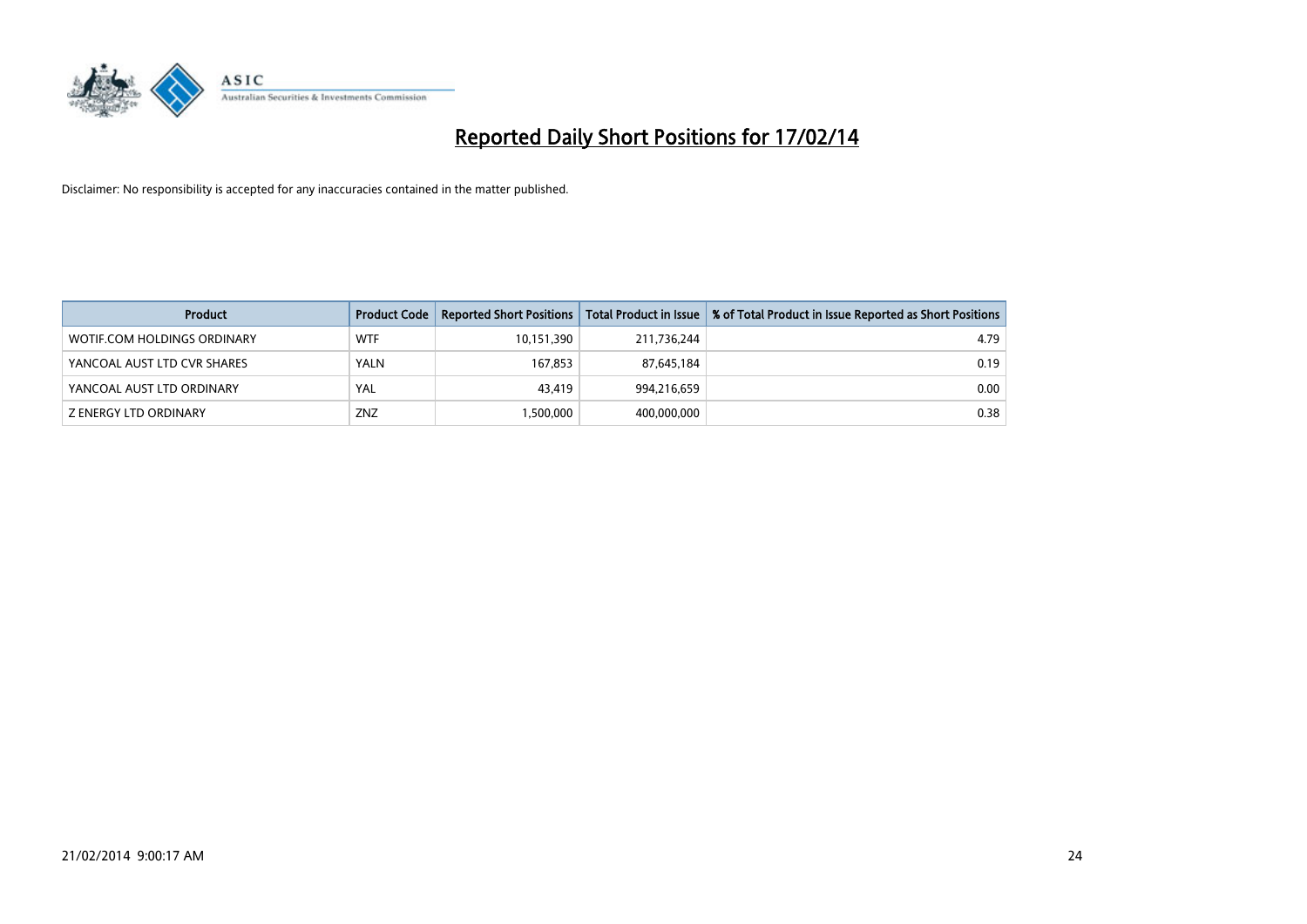# Reported Daily Short Positions for 17/02/14

Disclaimer: No responsibility is accepted for any inaccuracies contained in the matter published.

| Product | Product Code | Reported Short Positions | Total Product in Issue | % of Total Product in Issue Reported as Short Positions |
|---|---|---|---|---|
| WOTIF.COM HOLDINGS ORDINARY | WTF | 10,151,390 | 211,736,244 | 4.79 |
| YANCOAL AUST LTD CVR SHARES | YALN | 167,853 | 87,645,184 | 0.19 |
| YANCOAL AUST LTD ORDINARY | YAL | 43,419 | 994,216,659 | 0.00 |
| Z ENERGY LTD ORDINARY | ZNZ | 1,500,000 | 400,000,000 | 0.38 |

21/02/2014 9:00:17 AM